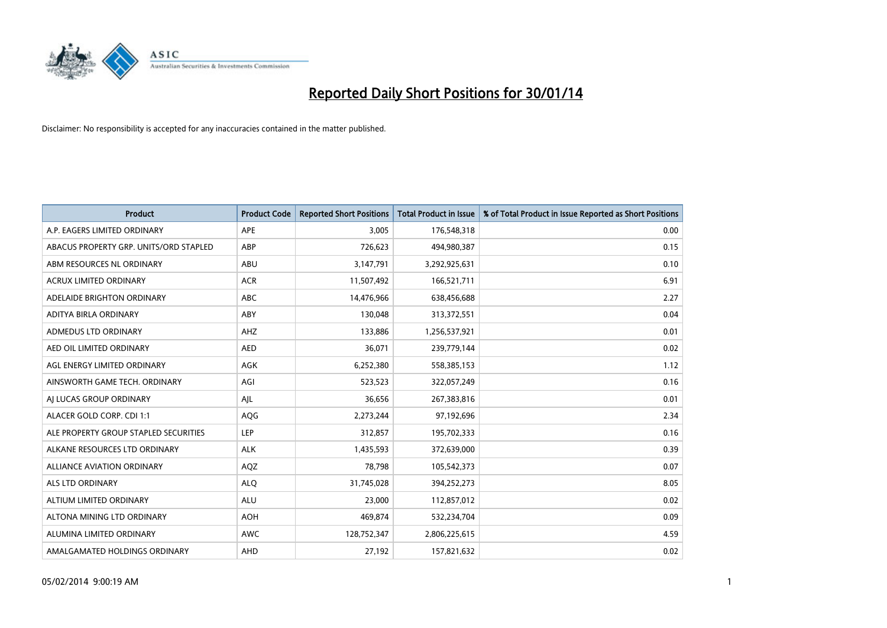# Reported Daily Short Positions for 30/01/14

Disclaimer: No responsibility is accepted for any inaccuracies contained in the matter published.

| Product | Product Code | Reported Short Positions | Total Product in Issue | % of Total Product in Issue Reported as Short Positions |
|---|---|---|---|---|
| A.P. EAGERS LIMITED ORDINARY | APE | 3,005 | 176,548,318 | 0.00 |
| ABACUS PROPERTY GRP. UNITS/ORD STAPLED | ABP | 726,623 | 494,980,387 | 0.15 |
| ABM RESOURCES NL ORDINARY | ABU | 3,147,791 | 3,292,925,631 | 0.10 |
| ACRUX LIMITED ORDINARY | ACR | 11,507,492 | 166,521,711 | 6.91 |
| ADELAIDE BRIGHTON ORDINARY | ABC | 14,476,966 | 638,456,688 | 2.27 |
| ADITYA BIRLA ORDINARY | ABY | 130,048 | 313,372,551 | 0.04 |
| ADMEDUS LTD ORDINARY | AHZ | 133,886 | 1,256,537,921 | 0.01 |
| AED OIL LIMITED ORDINARY | AED | 36,071 | 239,779,144 | 0.02 |
| AGL ENERGY LIMITED ORDINARY | AGK | 6,252,380 | 558,385,153 | 1.12 |
| AINSWORTH GAME TECH. ORDINARY | AGI | 523,523 | 322,057,249 | 0.16 |
| AJ LUCAS GROUP ORDINARY | AJL | 36,656 | 267,383,816 | 0.01 |
| ALACER GOLD CORP. CDI 1:1 | AQG | 2,273,244 | 97,192,696 | 2.34 |
| ALE PROPERTY GROUP STAPLED SECURITIES | LEP | 312,857 | 195,702,333 | 0.16 |
| ALKANE RESOURCES LTD ORDINARY | ALK | 1,435,593 | 372,639,000 | 0.39 |
| ALLIANCE AVIATION ORDINARY | AQZ | 78,798 | 105,542,373 | 0.07 |
| ALS LTD ORDINARY | ALQ | 31,745,028 | 394,252,273 | 8.05 |
| ALTIUM LIMITED ORDINARY | ALU | 23,000 | 112,857,012 | 0.02 |
| ALTONA MINING LTD ORDINARY | AOH | 469,874 | 532,234,704 | 0.09 |
| ALUMINA LIMITED ORDINARY | AWC | 128,752,347 | 2,806,225,615 | 4.59 |
| AMALGAMATED HOLDINGS ORDINARY | AHD | 27,192 | 157,821,632 | 0.02 |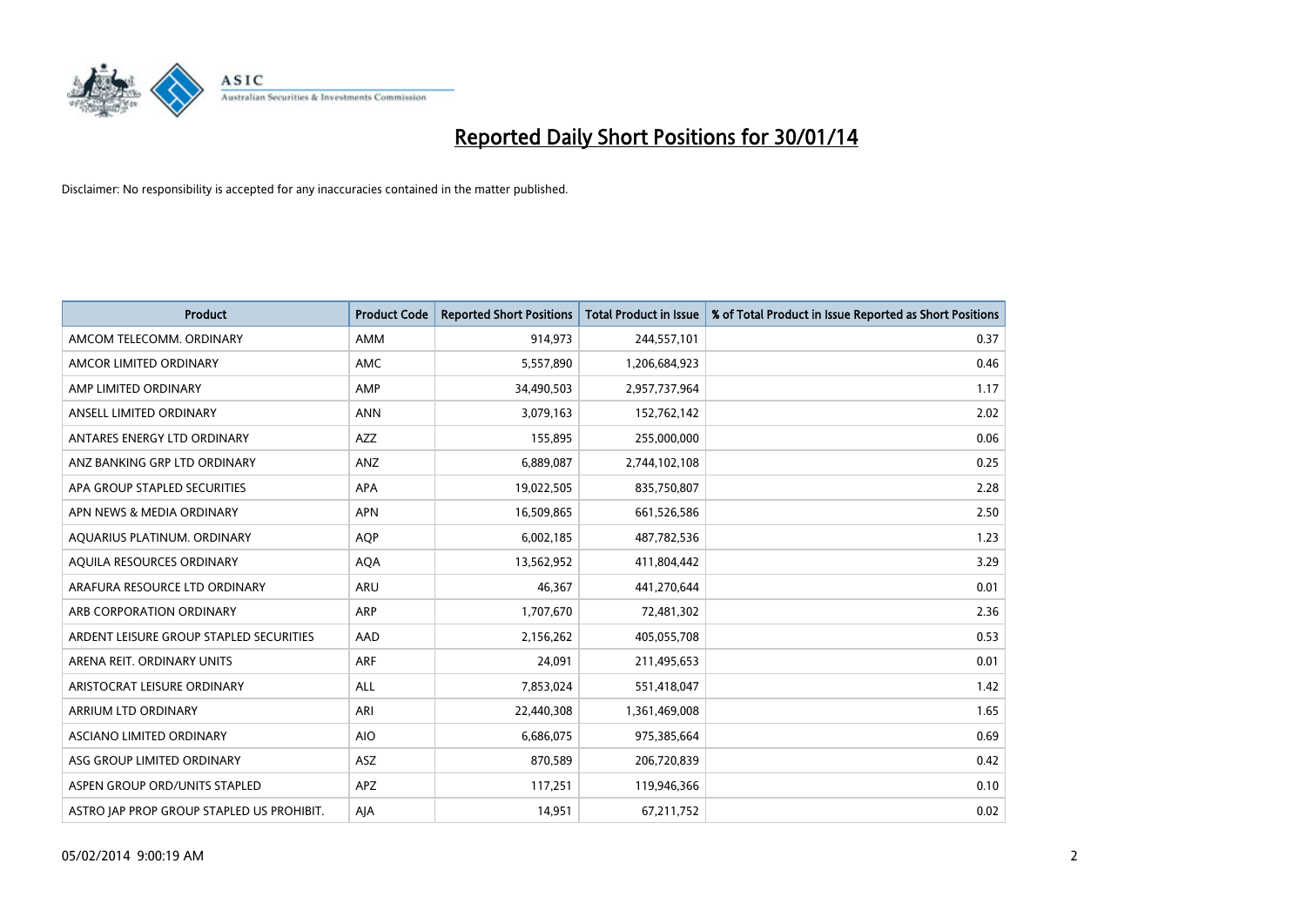# Reported Daily Short Positions for 30/01/14

Disclaimer: No responsibility is accepted for any inaccuracies contained in the matter published.

| Product | Product Code | Reported Short Positions | Total Product in Issue | % of Total Product in Issue Reported as Short Positions |
|---|---|---|---|---|
| AMCOM TELECOMM. ORDINARY | AMM | 914,973 | 244,557,101 | 0.37 |
| AMCOR LIMITED ORDINARY | AMC | 5,557,890 | 1,206,684,923 | 0.46 |
| AMP LIMITED ORDINARY | AMP | 34,490,503 | 2,957,737,964 | 1.17 |
| ANSELL LIMITED ORDINARY | ANN | 3,079,163 | 152,762,142 | 2.02 |
| ANTARES ENERGY LTD ORDINARY | AZZ | 155,895 | 255,000,000 | 0.06 |
| ANZ BANKING GRP LTD ORDINARY | ANZ | 6,889,087 | 2,744,102,108 | 0.25 |
| APA GROUP STAPLED SECURITIES | APA | 19,022,505 | 835,750,807 | 2.28 |
| APN NEWS & MEDIA ORDINARY | APN | 16,509,865 | 661,526,586 | 2.50 |
| AQUARIUS PLATINUM. ORDINARY | AQP | 6,002,185 | 487,782,536 | 1.23 |
| AQUILA RESOURCES ORDINARY | AQA | 13,562,952 | 411,804,442 | 3.29 |
| ARAFURA RESOURCE LTD ORDINARY | ARU | 46,367 | 441,270,644 | 0.01 |
| ARB CORPORATION ORDINARY | ARP | 1,707,670 | 72,481,302 | 2.36 |
| ARDENT LEISURE GROUP STAPLED SECURITIES | AAD | 2,156,262 | 405,055,708 | 0.53 |
| ARENA REIT. ORDINARY UNITS | ARF | 24,091 | 211,495,653 | 0.01 |
| ARISTOCRAT LEISURE ORDINARY | ALL | 7,853,024 | 551,418,047 | 1.42 |
| ARRIUM LTD ORDINARY | ARI | 22,440,308 | 1,361,469,008 | 1.65 |
| ASCIANO LIMITED ORDINARY | AIO | 6,686,075 | 975,385,664 | 0.69 |
| ASG GROUP LIMITED ORDINARY | ASZ | 870,589 | 206,720,839 | 0.42 |
| ASPEN GROUP ORD/UNITS STAPLED | APZ | 117,251 | 119,946,366 | 0.10 |
| ASTRO JAP PROP GROUP STAPLED US PROHIBIT. | AJA | 14,951 | 67,211,752 | 0.02 |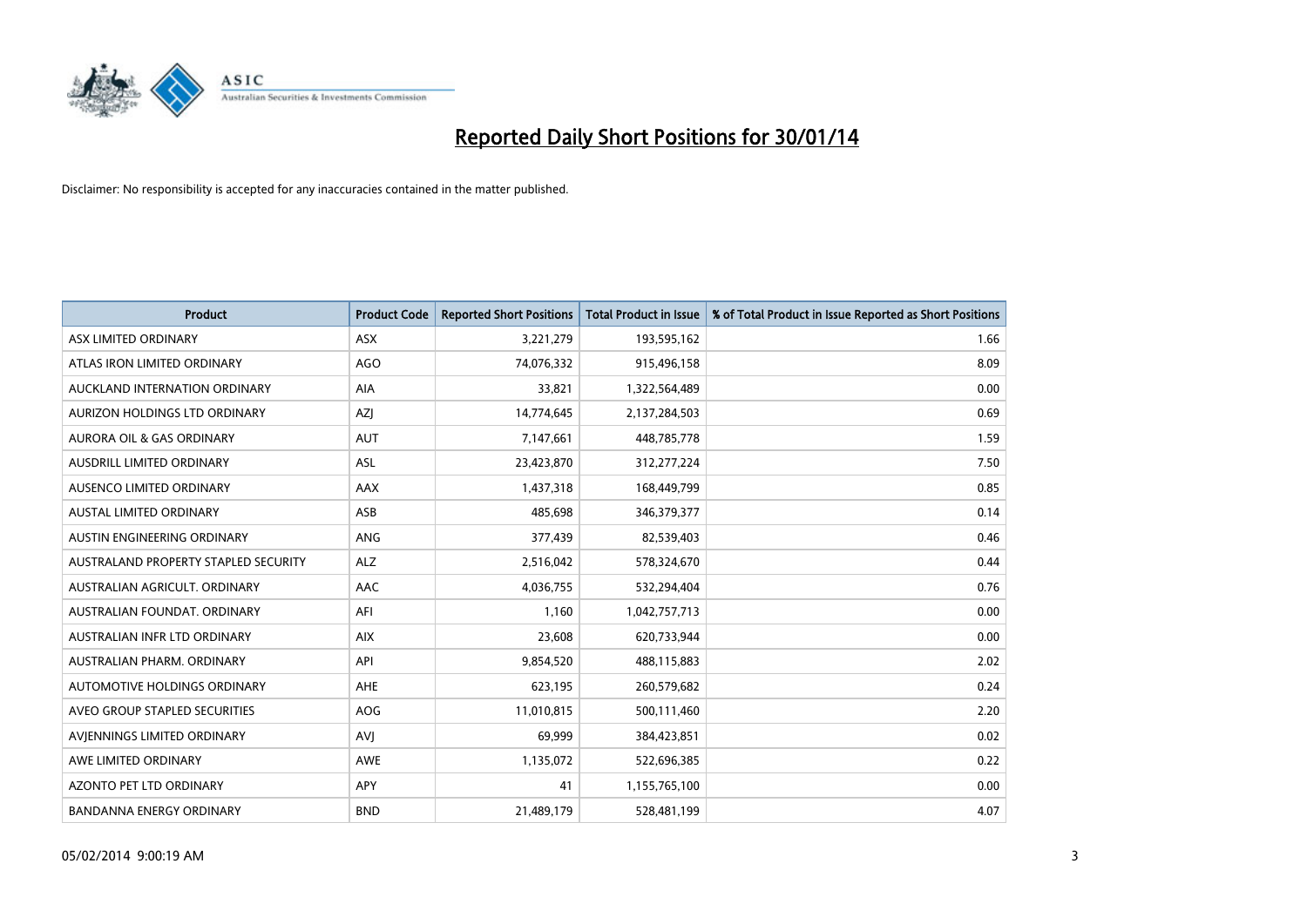# Reported Daily Short Positions for 30/01/14

Disclaimer: No responsibility is accepted for any inaccuracies contained in the matter published.

| Product | Product Code | Reported Short Positions | Total Product in Issue | % of Total Product in Issue Reported as Short Positions |
|---|---|---|---|---|
| ASX LIMITED ORDINARY | ASX | 3,221,279 | 193,595,162 | 1.66 |
| ATLAS IRON LIMITED ORDINARY | AGO | 74,076,332 | 915,496,158 | 8.09 |
| AUCKLAND INTERNATION ORDINARY | AIA | 33,821 | 1,322,564,489 | 0.00 |
| AURIZON HOLDINGS LTD ORDINARY | AZJ | 14,774,645 | 2,137,284,503 | 0.69 |
| AURORA OIL & GAS ORDINARY | AUT | 7,147,661 | 448,785,778 | 1.59 |
| AUSDRILL LIMITED ORDINARY | ASL | 23,423,870 | 312,277,224 | 7.50 |
| AUSENCO LIMITED ORDINARY | AAX | 1,437,318 | 168,449,799 | 0.85 |
| AUSTAL LIMITED ORDINARY | ASB | 485,698 | 346,379,377 | 0.14 |
| AUSTIN ENGINEERING ORDINARY | ANG | 377,439 | 82,539,403 | 0.46 |
| AUSTRALAND PROPERTY STAPLED SECURITY | ALZ | 2,516,042 | 578,324,670 | 0.44 |
| AUSTRALIAN AGRICULT. ORDINARY | AAC | 4,036,755 | 532,294,404 | 0.76 |
| AUSTRALIAN FOUNDAT. ORDINARY | AFI | 1,160 | 1,042,757,713 | 0.00 |
| AUSTRALIAN INFR LTD ORDINARY | AIX | 23,608 | 620,733,944 | 0.00 |
| AUSTRALIAN PHARM. ORDINARY | API | 9,854,520 | 488,115,883 | 2.02 |
| AUTOMOTIVE HOLDINGS ORDINARY | AHE | 623,195 | 260,579,682 | 0.24 |
| AVEO GROUP STAPLED SECURITIES | AOG | 11,010,815 | 500,111,460 | 2.20 |
| AVJENNINGS LIMITED ORDINARY | AVJ | 69,999 | 384,423,851 | 0.02 |
| AWE LIMITED ORDINARY | AWE | 1,135,072 | 522,696,385 | 0.22 |
| AZONTO PET LTD ORDINARY | APY | 41 | 1,155,765,100 | 0.00 |
| BANDANNA ENERGY ORDINARY | BND | 21,489,179 | 528,481,199 | 4.07 |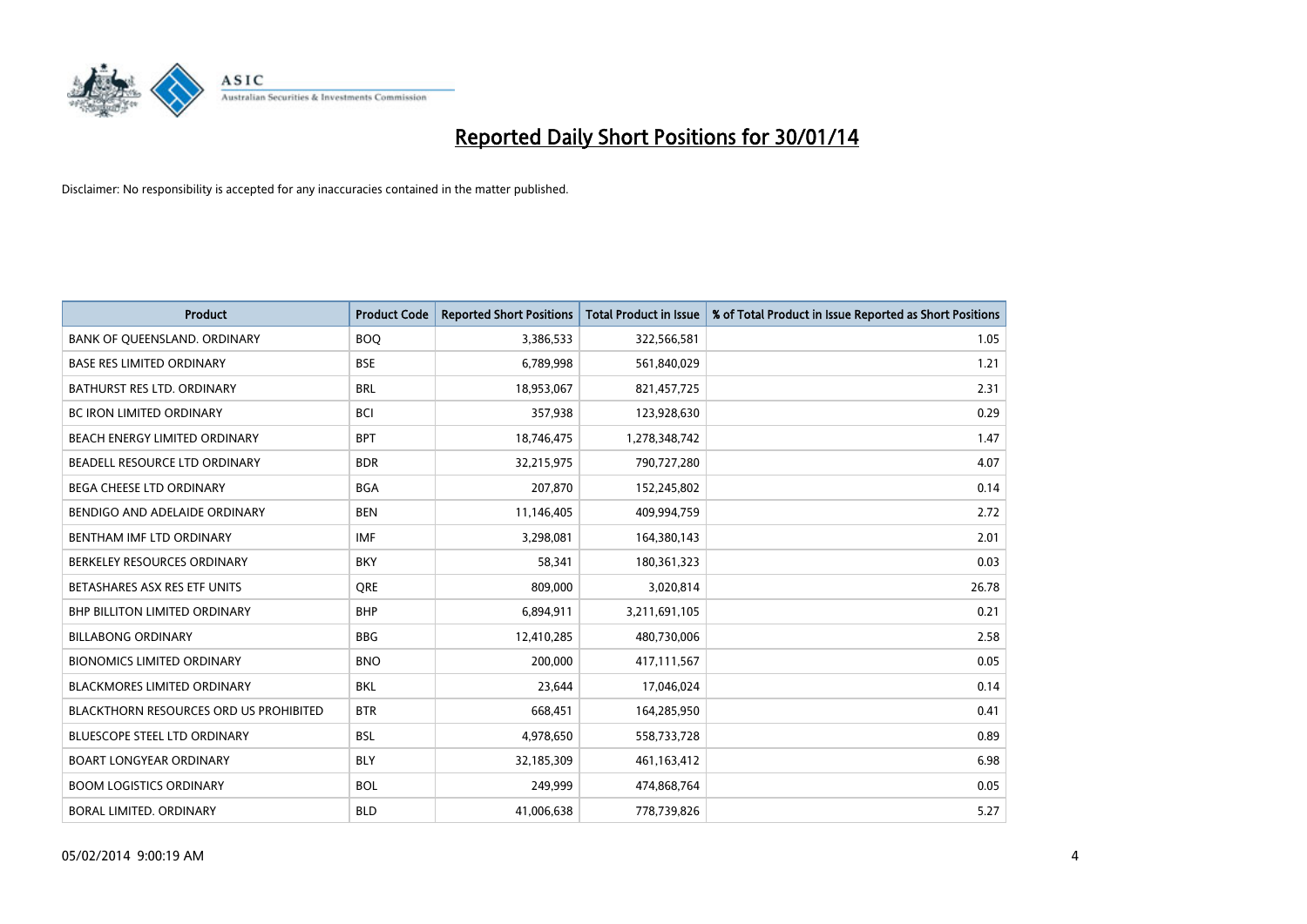# Reported Daily Short Positions for 30/01/14

Disclaimer: No responsibility is accepted for any inaccuracies contained in the matter published.

| Product | Product Code | Reported Short Positions | Total Product in Issue | % of Total Product in Issue Reported as Short Positions |
|---|---|---|---|---|
| BANK OF QUEENSLAND. ORDINARY | BOQ | 3,386,533 | 322,566,581 | 1.05 |
| BASE RES LIMITED ORDINARY | BSE | 6,789,998 | 561,840,029 | 1.21 |
| BATHURST RES LTD. ORDINARY | BRL | 18,953,067 | 821,457,725 | 2.31 |
| BC IRON LIMITED ORDINARY | BCI | 357,938 | 123,928,630 | 0.29 |
| BEACH ENERGY LIMITED ORDINARY | BPT | 18,746,475 | 1,278,348,742 | 1.47 |
| BEADELL RESOURCE LTD ORDINARY | BDR | 32,215,975 | 790,727,280 | 4.07 |
| BEGA CHEESE LTD ORDINARY | BGA | 207,870 | 152,245,802 | 0.14 |
| BENDIGO AND ADELAIDE ORDINARY | BEN | 11,146,405 | 409,994,759 | 2.72 |
| BENTHAM IMF LTD ORDINARY | IMF | 3,298,081 | 164,380,143 | 2.01 |
| BERKELEY RESOURCES ORDINARY | BKY | 58,341 | 180,361,323 | 0.03 |
| BETASHARES ASX RES ETF UNITS | QRE | 809,000 | 3,020,814 | 26.78 |
| BHP BILLITON LIMITED ORDINARY | BHP | 6,894,911 | 3,211,691,105 | 0.21 |
| BILLABONG ORDINARY | BBG | 12,410,285 | 480,730,006 | 2.58 |
| BIONOMICS LIMITED ORDINARY | BNO | 200,000 | 417,111,567 | 0.05 |
| BLACKMORES LIMITED ORDINARY | BKL | 23,644 | 17,046,024 | 0.14 |
| BLACKTHORN RESOURCES ORD US PROHIBITED | BTR | 668,451 | 164,285,950 | 0.41 |
| BLUESCOPE STEEL LTD ORDINARY | BSL | 4,978,650 | 558,733,728 | 0.89 |
| BOART LONGYEAR ORDINARY | BLY | 32,185,309 | 461,163,412 | 6.98 |
| BOOM LOGISTICS ORDINARY | BOL | 249,999 | 474,868,764 | 0.05 |
| BORAL LIMITED. ORDINARY | BLD | 41,006,638 | 778,739,826 | 5.27 |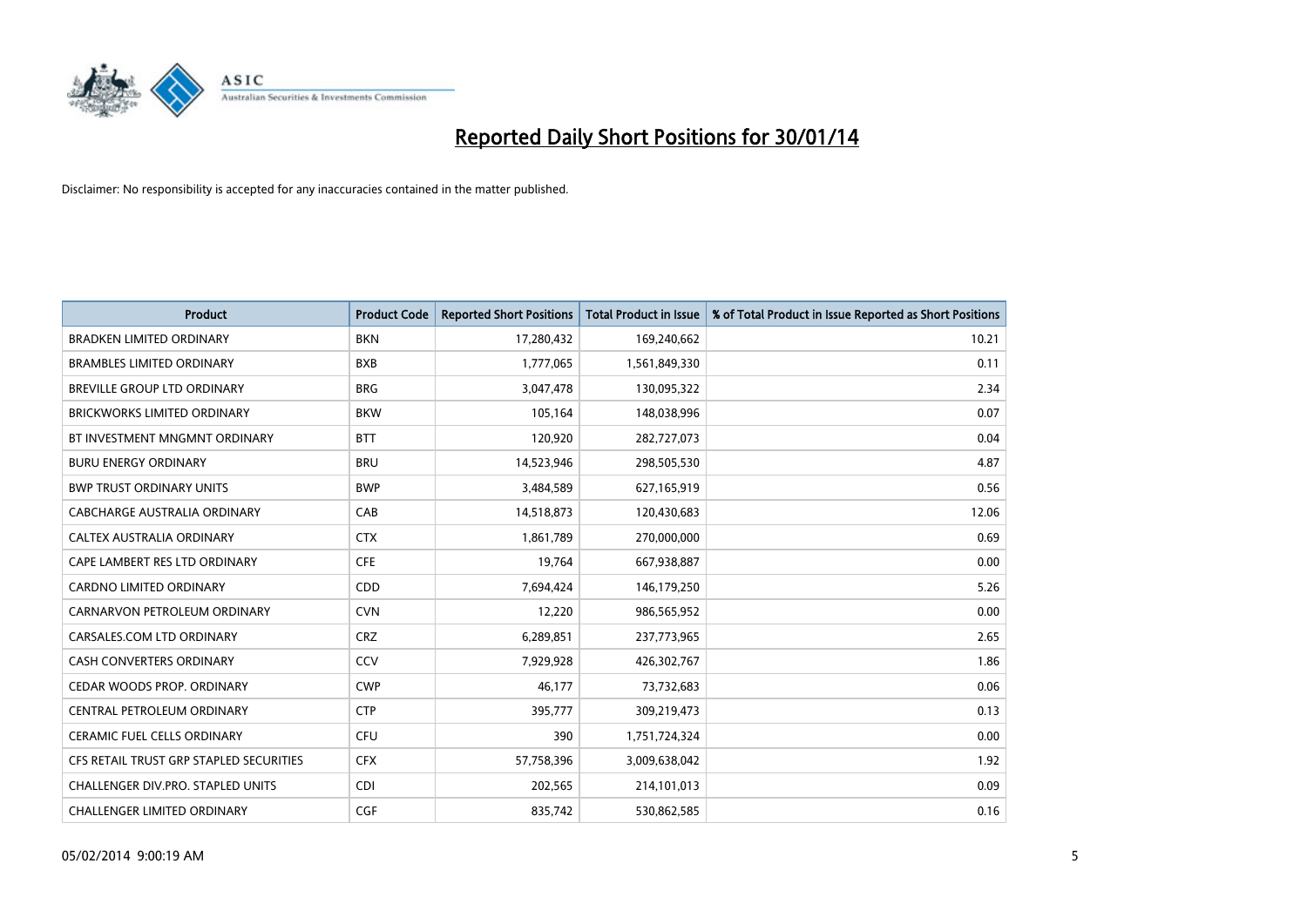# Reported Daily Short Positions for 30/01/14

Disclaimer: No responsibility is accepted for any inaccuracies contained in the matter published.

| Product | Product Code | Reported Short Positions | Total Product in Issue | % of Total Product in Issue Reported as Short Positions |
|---|---|---|---|---|
| BRADKEN LIMITED ORDINARY | BKN | 17,280,432 | 169,240,662 | 10.21 |
| BRAMBLES LIMITED ORDINARY | BXB | 1,777,065 | 1,561,849,330 | 0.11 |
| BREVILLE GROUP LTD ORDINARY | BRG | 3,047,478 | 130,095,322 | 2.34 |
| BRICKWORKS LIMITED ORDINARY | BKW | 105,164 | 148,038,996 | 0.07 |
| BT INVESTMENT MNGMNT ORDINARY | BTT | 120,920 | 282,727,073 | 0.04 |
| BURU ENERGY ORDINARY | BRU | 14,523,946 | 298,505,530 | 4.87 |
| BWP TRUST ORDINARY UNITS | BWP | 3,484,589 | 627,165,919 | 0.56 |
| CABCHARGE AUSTRALIA ORDINARY | CAB | 14,518,873 | 120,430,683 | 12.06 |
| CALTEX AUSTRALIA ORDINARY | CTX | 1,861,789 | 270,000,000 | 0.69 |
| CAPE LAMBERT RES LTD ORDINARY | CFE | 19,764 | 667,938,887 | 0.00 |
| CARDNO LIMITED ORDINARY | CDD | 7,694,424 | 146,179,250 | 5.26 |
| CARNARVON PETROLEUM ORDINARY | CVN | 12,220 | 986,565,952 | 0.00 |
| CARSALES.COM LTD ORDINARY | CRZ | 6,289,851 | 237,773,965 | 2.65 |
| CASH CONVERTERS ORDINARY | CCV | 7,929,928 | 426,302,767 | 1.86 |
| CEDAR WOODS PROP. ORDINARY | CWP | 46,177 | 73,732,683 | 0.06 |
| CENTRAL PETROLEUM ORDINARY | CTP | 395,777 | 309,219,473 | 0.13 |
| CERAMIC FUEL CELLS ORDINARY | CFU | 390 | 1,751,724,324 | 0.00 |
| CFS RETAIL TRUST GRP STAPLED SECURITIES | CFX | 57,758,396 | 3,009,638,042 | 1.92 |
| CHALLENGER DIV.PRO. STAPLED UNITS | CDI | 202,565 | 214,101,013 | 0.09 |
| CHALLENGER LIMITED ORDINARY | CGF | 835,742 | 530,862,585 | 0.16 |

05/02/2014 9:00:19 AM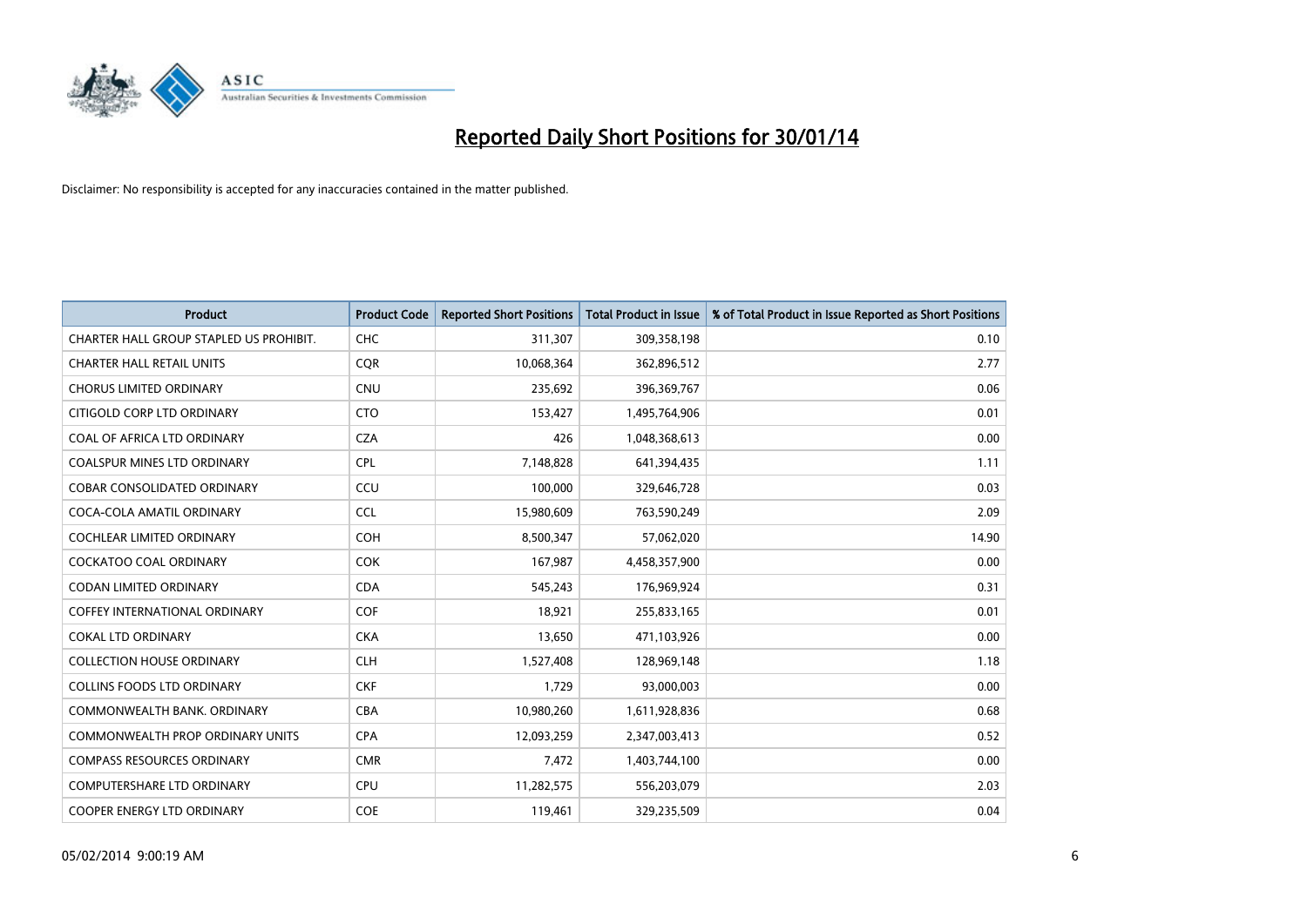# Reported Daily Short Positions for 30/01/14

Disclaimer: No responsibility is accepted for any inaccuracies contained in the matter published.

| Product | Product Code | Reported Short Positions | Total Product in Issue | % of Total Product in Issue Reported as Short Positions |
|---|---|---|---|---|
| CHARTER HALL GROUP STAPLED US PROHIBIT. | CHC | 311,307 | 309,358,198 | 0.10 |
| CHARTER HALL RETAIL UNITS | CQR | 10,068,364 | 362,896,512 | 2.77 |
| CHORUS LIMITED ORDINARY | CNU | 235,692 | 396,369,767 | 0.06 |
| CITIGOLD CORP LTD ORDINARY | CTO | 153,427 | 1,495,764,906 | 0.01 |
| COAL OF AFRICA LTD ORDINARY | CZA | 426 | 1,048,368,613 | 0.00 |
| COALSPUR MINES LTD ORDINARY | CPL | 7,148,828 | 641,394,435 | 1.11 |
| COBAR CONSOLIDATED ORDINARY | CCU | 100,000 | 329,646,728 | 0.03 |
| COCA-COLA AMATIL ORDINARY | CCL | 15,980,609 | 763,590,249 | 2.09 |
| COCHLEAR LIMITED ORDINARY | COH | 8,500,347 | 57,062,020 | 14.90 |
| COCKATOO COAL ORDINARY | COK | 167,987 | 4,458,357,900 | 0.00 |
| CODAN LIMITED ORDINARY | CDA | 545,243 | 176,969,924 | 0.31 |
| COFFEY INTERNATIONAL ORDINARY | COF | 18,921 | 255,833,165 | 0.01 |
| COKAL LTD ORDINARY | CKA | 13,650 | 471,103,926 | 0.00 |
| COLLECTION HOUSE ORDINARY | CLH | 1,527,408 | 128,969,148 | 1.18 |
| COLLINS FOODS LTD ORDINARY | CKF | 1,729 | 93,000,003 | 0.00 |
| COMMONWEALTH BANK. ORDINARY | CBA | 10,980,260 | 1,611,928,836 | 0.68 |
| COMMONWEALTH PROP ORDINARY UNITS | CPA | 12,093,259 | 2,347,003,413 | 0.52 |
| COMPASS RESOURCES ORDINARY | CMR | 7,472 | 1,403,744,100 | 0.00 |
| COMPUTERSHARE LTD ORDINARY | CPU | 11,282,575 | 556,203,079 | 2.03 |
| COOPER ENERGY LTD ORDINARY | COE | 119,461 | 329,235,509 | 0.04 |

05/02/2014 9:00:19 AM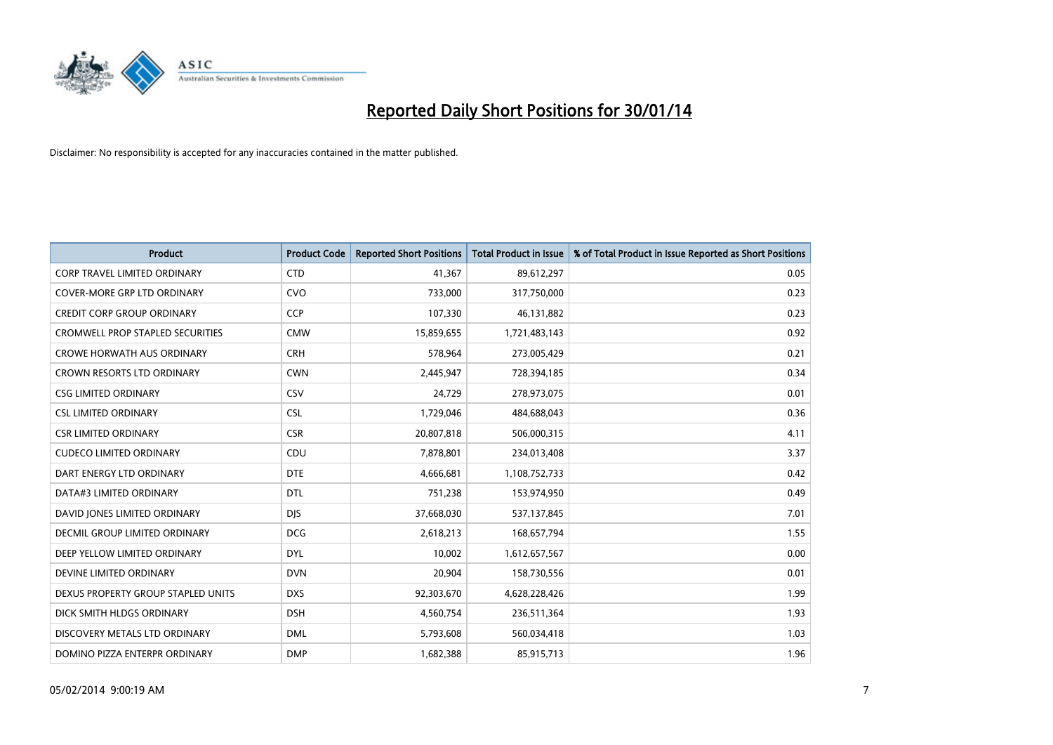# Reported Daily Short Positions for 30/01/14

Disclaimer: No responsibility is accepted for any inaccuracies contained in the matter published.

| Product | Product Code | Reported Short Positions | Total Product in Issue | % of Total Product in Issue Reported as Short Positions |
|---|---|---|---|---|
| CORP TRAVEL LIMITED ORDINARY | CTD | 41,367 | 89,612,297 | 0.05 |
| COVER-MORE GRP LTD ORDINARY | CVO | 733,000 | 317,750,000 | 0.23 |
| CREDIT CORP GROUP ORDINARY | CCP | 107,330 | 46,131,882 | 0.23 |
| CROMWELL PROP STAPLED SECURITIES | CMW | 15,859,655 | 1,721,483,143 | 0.92 |
| CROWE HORWATH AUS ORDINARY | CRH | 578,964 | 273,005,429 | 0.21 |
| CROWN RESORTS LTD ORDINARY | CWN | 2,445,947 | 728,394,185 | 0.34 |
| CSG LIMITED ORDINARY | CSV | 24,729 | 278,973,075 | 0.01 |
| CSL LIMITED ORDINARY | CSL | 1,729,046 | 484,688,043 | 0.36 |
| CSR LIMITED ORDINARY | CSR | 20,807,818 | 506,000,315 | 4.11 |
| CUDECO LIMITED ORDINARY | CDU | 7,878,801 | 234,013,408 | 3.37 |
| DART ENERGY LTD ORDINARY | DTE | 4,666,681 | 1,108,752,733 | 0.42 |
| DATA#3 LIMITED ORDINARY | DTL | 751,238 | 153,974,950 | 0.49 |
| DAVID JONES LIMITED ORDINARY | DJS | 37,668,030 | 537,137,845 | 7.01 |
| DECMIL GROUP LIMITED ORDINARY | DCG | 2,618,213 | 168,657,794 | 1.55 |
| DEEP YELLOW LIMITED ORDINARY | DYL | 10,002 | 1,612,657,567 | 0.00 |
| DEVINE LIMITED ORDINARY | DVN | 20,904 | 158,730,556 | 0.01 |
| DEXUS PROPERTY GROUP STAPLED UNITS | DXS | 92,303,670 | 4,628,228,426 | 1.99 |
| DICK SMITH HLDGS ORDINARY | DSH | 4,560,754 | 236,511,364 | 1.93 |
| DISCOVERY METALS LTD ORDINARY | DML | 5,793,608 | 560,034,418 | 1.03 |
| DOMINO PIZZA ENTERPR ORDINARY | DMP | 1,682,388 | 85,915,713 | 1.96 |

05/02/2014 9:00:19 AM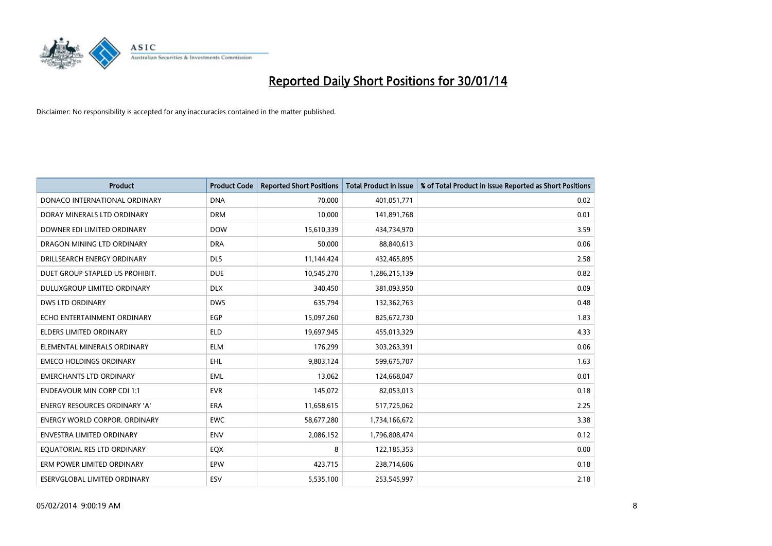# Reported Daily Short Positions for 30/01/14

Disclaimer: No responsibility is accepted for any inaccuracies contained in the matter published.

| Product | Product Code | Reported Short Positions | Total Product in Issue | % of Total Product in Issue Reported as Short Positions |
|---|---|---|---|---|
| DONACO INTERNATIONAL ORDINARY | DNA | 70,000 | 401,051,771 | 0.02 |
| DORAY MINERALS LTD ORDINARY | DRM | 10,000 | 141,891,768 | 0.01 |
| DOWNER EDI LIMITED ORDINARY | DOW | 15,610,339 | 434,734,970 | 3.59 |
| DRAGON MINING LTD ORDINARY | DRA | 50,000 | 88,840,613 | 0.06 |
| DRILLSEARCH ENERGY ORDINARY | DLS | 11,144,424 | 432,465,895 | 2.58 |
| DUET GROUP STAPLED US PROHIBIT. | DUE | 10,545,270 | 1,286,215,139 | 0.82 |
| DULUXGROUP LIMITED ORDINARY | DLX | 340,450 | 381,093,950 | 0.09 |
| DWS LTD ORDINARY | DWS | 635,794 | 132,362,763 | 0.48 |
| ECHO ENTERTAINMENT ORDINARY | EGP | 15,097,260 | 825,672,730 | 1.83 |
| ELDERS LIMITED ORDINARY | ELD | 19,697,945 | 455,013,329 | 4.33 |
| ELEMENTAL MINERALS ORDINARY | ELM | 176,299 | 303,263,391 | 0.06 |
| EMECO HOLDINGS ORDINARY | EHL | 9,803,124 | 599,675,707 | 1.63 |
| EMERCHANTS LTD ORDINARY | EML | 13,062 | 124,668,047 | 0.01 |
| ENDEAVOUR MIN CORP CDI 1:1 | EVR | 145,072 | 82,053,013 | 0.18 |
| ENERGY RESOURCES ORDINARY 'A' | ERA | 11,658,615 | 517,725,062 | 2.25 |
| ENERGY WORLD CORPOR. ORDINARY | EWC | 58,677,280 | 1,734,166,672 | 3.38 |
| ENVESTRA LIMITED ORDINARY | ENV | 2,086,152 | 1,796,808,474 | 0.12 |
| EQUATORIAL RES LTD ORDINARY | EQX | 8 | 122,185,353 | 0.00 |
| ERM POWER LIMITED ORDINARY | EPW | 423,715 | 238,714,606 | 0.18 |
| ESERVGLOBAL LIMITED ORDINARY | ESV | 5,535,100 | 253,545,997 | 2.18 |

05/02/2014 9:00:19 AM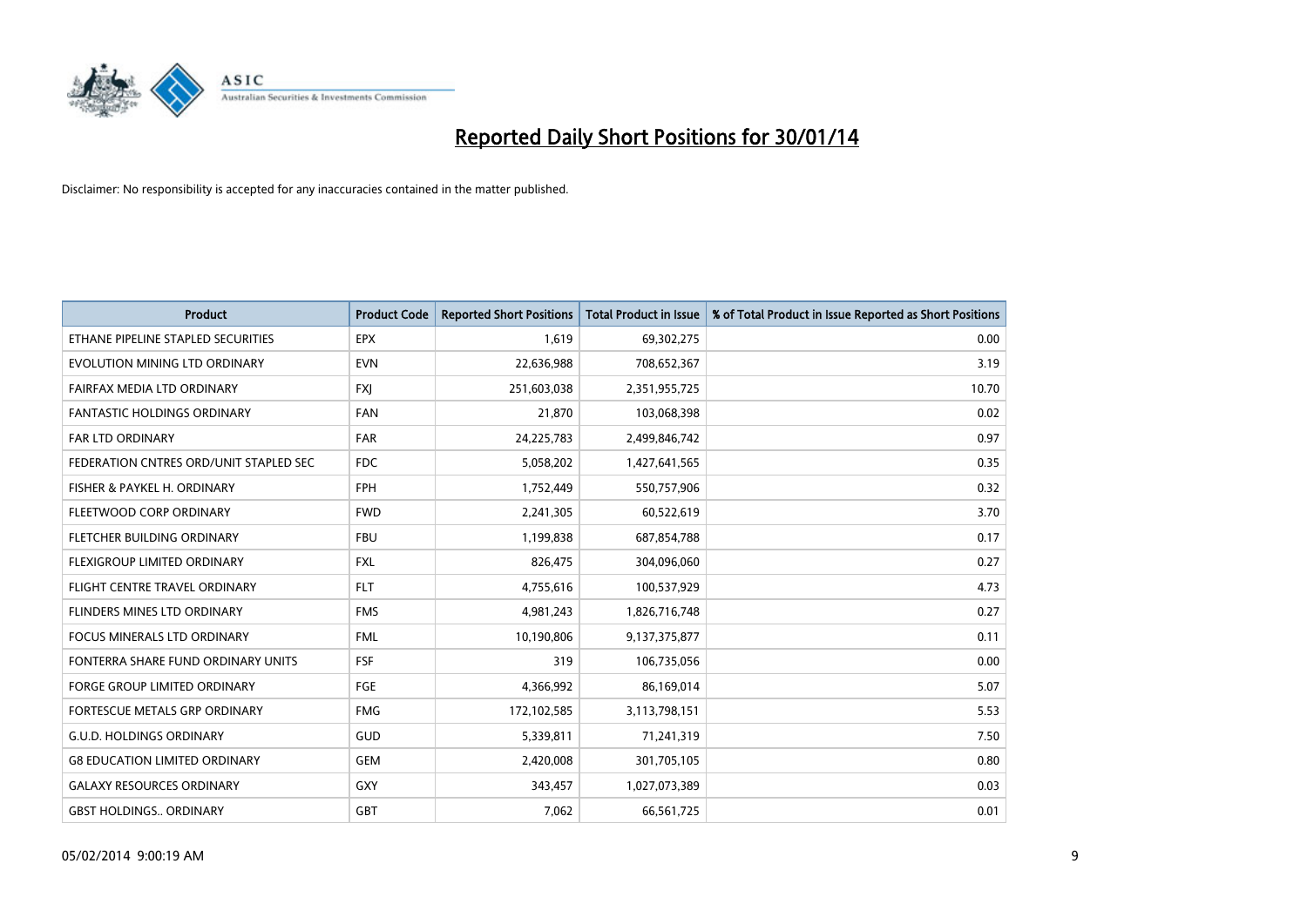# Reported Daily Short Positions for 30/01/14

Disclaimer: No responsibility is accepted for any inaccuracies contained in the matter published.

| Product | Product Code | Reported Short Positions | Total Product in Issue | % of Total Product in Issue Reported as Short Positions |
|---|---|---|---|---|
| ETHANE PIPELINE STAPLED SECURITIES | EPX | 1,619 | 69,302,275 | 0.00 |
| EVOLUTION MINING LTD ORDINARY | EVN | 22,636,988 | 708,652,367 | 3.19 |
| FAIRFAX MEDIA LTD ORDINARY | FXJ | 251,603,038 | 2,351,955,725 | 10.70 |
| FANTASTIC HOLDINGS ORDINARY | FAN | 21,870 | 103,068,398 | 0.02 |
| FAR LTD ORDINARY | FAR | 24,225,783 | 2,499,846,742 | 0.97 |
| FEDERATION CNTRES ORD/UNIT STAPLED SEC | FDC | 5,058,202 | 1,427,641,565 | 0.35 |
| FISHER & PAYKEL H. ORDINARY | FPH | 1,752,449 | 550,757,906 | 0.32 |
| FLEETWOOD CORP ORDINARY | FWD | 2,241,305 | 60,522,619 | 3.70 |
| FLETCHER BUILDING ORDINARY | FBU | 1,199,838 | 687,854,788 | 0.17 |
| FLEXIGROUP LIMITED ORDINARY | FXL | 826,475 | 304,096,060 | 0.27 |
| FLIGHT CENTRE TRAVEL ORDINARY | FLT | 4,755,616 | 100,537,929 | 4.73 |
| FLINDERS MINES LTD ORDINARY | FMS | 4,981,243 | 1,826,716,748 | 0.27 |
| FOCUS MINERALS LTD ORDINARY | FML | 10,190,806 | 9,137,375,877 | 0.11 |
| FONTERRA SHARE FUND ORDINARY UNITS | FSF | 319 | 106,735,056 | 0.00 |
| FORGE GROUP LIMITED ORDINARY | FGE | 4,366,992 | 86,169,014 | 5.07 |
| FORTESCUE METALS GRP ORDINARY | FMG | 172,102,585 | 3,113,798,151 | 5.53 |
| G.U.D. HOLDINGS ORDINARY | GUD | 5,339,811 | 71,241,319 | 7.50 |
| G8 EDUCATION LIMITED ORDINARY | GEM | 2,420,008 | 301,705,105 | 0.80 |
| GALAXY RESOURCES ORDINARY | GXY | 343,457 | 1,027,073,389 | 0.03 |
| GBST HOLDINGS.. ORDINARY | GBT | 7,062 | 66,561,725 | 0.01 |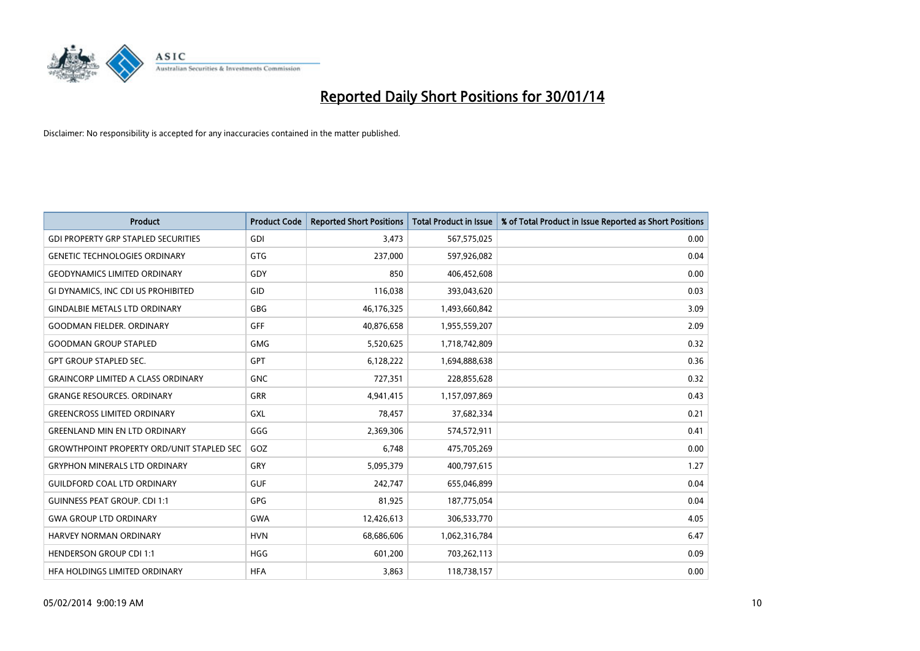# Reported Daily Short Positions for 30/01/14

Disclaimer: No responsibility is accepted for any inaccuracies contained in the matter published.

| Product | Product Code | Reported Short Positions | Total Product in Issue | % of Total Product in Issue Reported as Short Positions |
|---|---|---|---|---|
| GDI PROPERTY GRP STAPLED SECURITIES | GDI | 3,473 | 567,575,025 | 0.00 |
| GENETIC TECHNOLOGIES ORDINARY | GTG | 237,000 | 597,926,082 | 0.04 |
| GEODYNAMICS LIMITED ORDINARY | GDY | 850 | 406,452,608 | 0.00 |
| GI DYNAMICS, INC CDI US PROHIBITED | GID | 116,038 | 393,043,620 | 0.03 |
| GINDALBIE METALS LTD ORDINARY | GBG | 46,176,325 | 1,493,660,842 | 3.09 |
| GOODMAN FIELDER. ORDINARY | GFF | 40,876,658 | 1,955,559,207 | 2.09 |
| GOODMAN GROUP STAPLED | GMG | 5,520,625 | 1,718,742,809 | 0.32 |
| GPT GROUP STAPLED SEC. | GPT | 6,128,222 | 1,694,888,638 | 0.36 |
| GRAINCORP LIMITED A CLASS ORDINARY | GNC | 727,351 | 228,855,628 | 0.32 |
| GRANGE RESOURCES. ORDINARY | GRR | 4,941,415 | 1,157,097,869 | 0.43 |
| GREENCROSS LIMITED ORDINARY | GXL | 78,457 | 37,682,334 | 0.21 |
| GREENLAND MIN EN LTD ORDINARY | GGG | 2,369,306 | 574,572,911 | 0.41 |
| GROWTHPOINT PROPERTY ORD/UNIT STAPLED SEC | GOZ | 6,748 | 475,705,269 | 0.00 |
| GRYPHON MINERALS LTD ORDINARY | GRY | 5,095,379 | 400,797,615 | 1.27 |
| GUILDFORD COAL LTD ORDINARY | GUF | 242,747 | 655,046,899 | 0.04 |
| GUINNESS PEAT GROUP. CDI 1:1 | GPG | 81,925 | 187,775,054 | 0.04 |
| GWA GROUP LTD ORDINARY | GWA | 12,426,613 | 306,533,770 | 4.05 |
| HARVEY NORMAN ORDINARY | HVN | 68,686,606 | 1,062,316,784 | 6.47 |
| HENDERSON GROUP CDI 1:1 | HGG | 601,200 | 703,262,113 | 0.09 |
| HFA HOLDINGS LIMITED ORDINARY | HFA | 3,863 | 118,738,157 | 0.00 |

05/02/2014 9:00:19 AM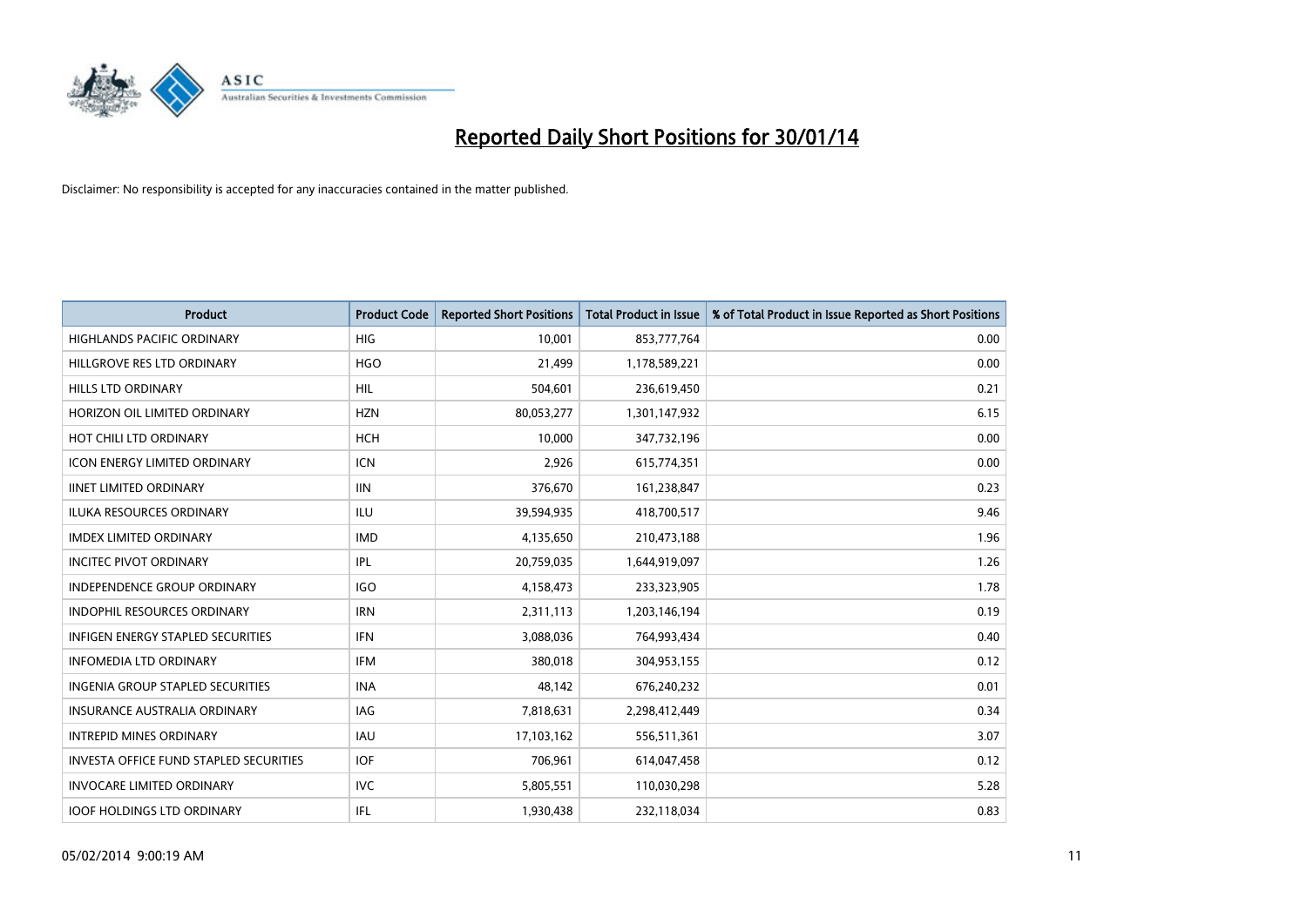# Reported Daily Short Positions for 30/01/14

Disclaimer: No responsibility is accepted for any inaccuracies contained in the matter published.

| Product | Product Code | Reported Short Positions | Total Product in Issue | % of Total Product in Issue Reported as Short Positions |
|---|---|---|---|---|
| HIGHLANDS PACIFIC ORDINARY | HIG | 10,001 | 853,777,764 | 0.00 |
| HILLGROVE RES LTD ORDINARY | HGO | 21,499 | 1,178,589,221 | 0.00 |
| HILLS LTD ORDINARY | HIL | 504,601 | 236,619,450 | 0.21 |
| HORIZON OIL LIMITED ORDINARY | HZN | 80,053,277 | 1,301,147,932 | 6.15 |
| HOT CHILI LTD ORDINARY | HCH | 10,000 | 347,732,196 | 0.00 |
| ICON ENERGY LIMITED ORDINARY | ICN | 2,926 | 615,774,351 | 0.00 |
| IINET LIMITED ORDINARY | IIN | 376,670 | 161,238,847 | 0.23 |
| ILUKA RESOURCES ORDINARY | ILU | 39,594,935 | 418,700,517 | 9.46 |
| IMDEX LIMITED ORDINARY | IMD | 4,135,650 | 210,473,188 | 1.96 |
| INCITEC PIVOT ORDINARY | IPL | 20,759,035 | 1,644,919,097 | 1.26 |
| INDEPENDENCE GROUP ORDINARY | IGO | 4,158,473 | 233,323,905 | 1.78 |
| INDOPHIL RESOURCES ORDINARY | IRN | 2,311,113 | 1,203,146,194 | 0.19 |
| INFIGEN ENERGY STAPLED SECURITIES | IFN | 3,088,036 | 764,993,434 | 0.40 |
| INFOMEDIA LTD ORDINARY | IFM | 380,018 | 304,953,155 | 0.12 |
| INGENIA GROUP STAPLED SECURITIES | INA | 48,142 | 676,240,232 | 0.01 |
| INSURANCE AUSTRALIA ORDINARY | IAG | 7,818,631 | 2,298,412,449 | 0.34 |
| INTREPID MINES ORDINARY | IAU | 17,103,162 | 556,511,361 | 3.07 |
| INVESTA OFFICE FUND STAPLED SECURITIES | IOF | 706,961 | 614,047,458 | 0.12 |
| INVOCARE LIMITED ORDINARY | IVC | 5,805,551 | 110,030,298 | 5.28 |
| IOOF HOLDINGS LTD ORDINARY | IFL | 1,930,438 | 232,118,034 | 0.83 |

05/02/2014 9:00:19 AM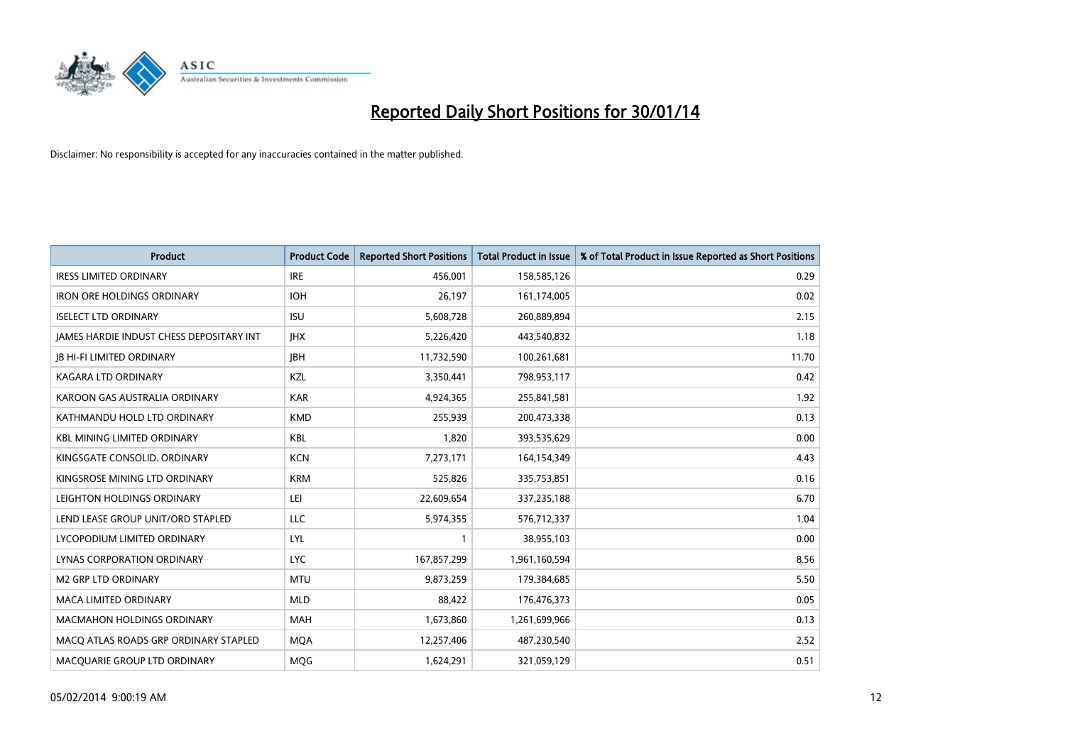# Reported Daily Short Positions for 30/01/14

Disclaimer: No responsibility is accepted for any inaccuracies contained in the matter published.

| Product | Product Code | Reported Short Positions | Total Product in Issue | % of Total Product in Issue Reported as Short Positions |
|---|---|---|---|---|
| IRESS LIMITED ORDINARY | IRE | 456,001 | 158,585,126 | 0.29 |
| IRON ORE HOLDINGS ORDINARY | IOH | 26,197 | 161,174,005 | 0.02 |
| ISELECT LTD ORDINARY | ISU | 5,608,728 | 260,889,894 | 2.15 |
| JAMES HARDIE INDUST CHESS DEPOSITARY INT | JHX | 5,226,420 | 443,540,832 | 1.18 |
| JB HI-FI LIMITED ORDINARY | JBH | 11,732,590 | 100,261,681 | 11.70 |
| KAGARA LTD ORDINARY | KZL | 3,350,441 | 798,953,117 | 0.42 |
| KAROON GAS AUSTRALIA ORDINARY | KAR | 4,924,365 | 255,841,581 | 1.92 |
| KATHMANDU HOLD LTD ORDINARY | KMD | 255,939 | 200,473,338 | 0.13 |
| KBL MINING LIMITED ORDINARY | KBL | 1,820 | 393,535,629 | 0.00 |
| KINGSGATE CONSOLID. ORDINARY | KCN | 7,273,171 | 164,154,349 | 4.43 |
| KINGSROSE MINING LTD ORDINARY | KRM | 525,826 | 335,753,851 | 0.16 |
| LEIGHTON HOLDINGS ORDINARY | LEI | 22,609,654 | 337,235,188 | 6.70 |
| LEND LEASE GROUP UNIT/ORD STAPLED | LLC | 5,974,355 | 576,712,337 | 1.04 |
| LYCOPODIUM LIMITED ORDINARY | LYL | 1 | 38,955,103 | 0.00 |
| LYNAS CORPORATION ORDINARY | LYC | 167,857,299 | 1,961,160,594 | 8.56 |
| M2 GRP LTD ORDINARY | MTU | 9,873,259 | 179,384,685 | 5.50 |
| MACA LIMITED ORDINARY | MLD | 88,422 | 176,476,373 | 0.05 |
| MACMAHON HOLDINGS ORDINARY | MAH | 1,673,860 | 1,261,699,966 | 0.13 |
| MACQ ATLAS ROADS GRP ORDINARY STAPLED | MQA | 12,257,406 | 487,230,540 | 2.52 |
| MACQUARIE GROUP LTD ORDINARY | MQG | 1,624,291 | 321,059,129 | 0.51 |

05/02/2014 9:00:19 AM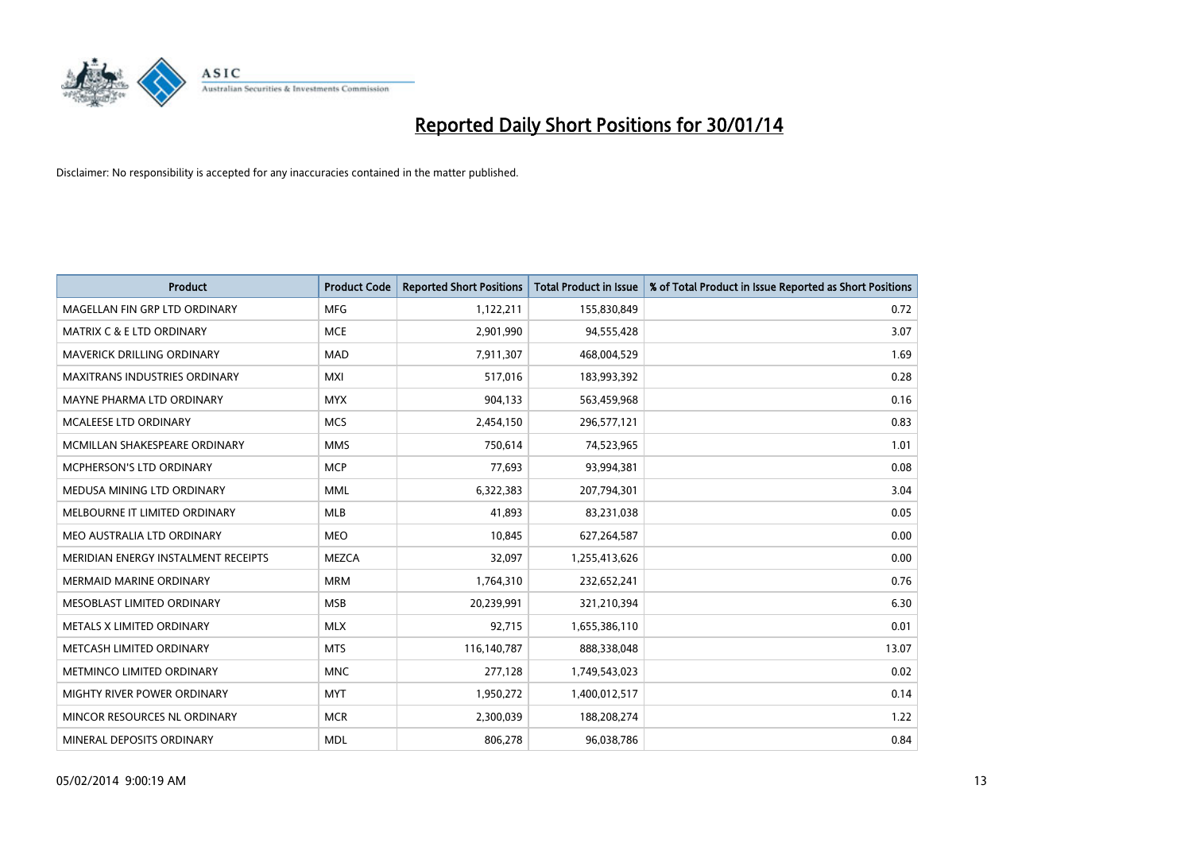# Reported Daily Short Positions for 30/01/14

Disclaimer: No responsibility is accepted for any inaccuracies contained in the matter published.

| Product | Product Code | Reported Short Positions | Total Product in Issue | % of Total Product in Issue Reported as Short Positions |
|---|---|---|---|---|
| MAGELLAN FIN GRP LTD ORDINARY | MFG | 1,122,211 | 155,830,849 | 0.72 |
| MATRIX C & E LTD ORDINARY | MCE | 2,901,990 | 94,555,428 | 3.07 |
| MAVERICK DRILLING ORDINARY | MAD | 7,911,307 | 468,004,529 | 1.69 |
| MAXITRANS INDUSTRIES ORDINARY | MXI | 517,016 | 183,993,392 | 0.28 |
| MAYNE PHARMA LTD ORDINARY | MYX | 904,133 | 563,459,968 | 0.16 |
| MCALEESE LTD ORDINARY | MCS | 2,454,150 | 296,577,121 | 0.83 |
| MCMILLAN SHAKESPEARE ORDINARY | MMS | 750,614 | 74,523,965 | 1.01 |
| MCPHERSON'S LTD ORDINARY | MCP | 77,693 | 93,994,381 | 0.08 |
| MEDUSA MINING LTD ORDINARY | MML | 6,322,383 | 207,794,301 | 3.04 |
| MELBOURNE IT LIMITED ORDINARY | MLB | 41,893 | 83,231,038 | 0.05 |
| MEO AUSTRALIA LTD ORDINARY | MEO | 10,845 | 627,264,587 | 0.00 |
| MERIDIAN ENERGY INSTALMENT RECEIPTS | MEZCA | 32,097 | 1,255,413,626 | 0.00 |
| MERMAID MARINE ORDINARY | MRM | 1,764,310 | 232,652,241 | 0.76 |
| MESOBLAST LIMITED ORDINARY | MSB | 20,239,991 | 321,210,394 | 6.30 |
| METALS X LIMITED ORDINARY | MLX | 92,715 | 1,655,386,110 | 0.01 |
| METCASH LIMITED ORDINARY | MTS | 116,140,787 | 888,338,048 | 13.07 |
| METMINCO LIMITED ORDINARY | MNC | 277,128 | 1,749,543,023 | 0.02 |
| MIGHTY RIVER POWER ORDINARY | MYT | 1,950,272 | 1,400,012,517 | 0.14 |
| MINCOR RESOURCES NL ORDINARY | MCR | 2,300,039 | 188,208,274 | 1.22 |
| MINERAL DEPOSITS ORDINARY | MDL | 806,278 | 96,038,786 | 0.84 |

05/02/2014 9:00:19 AM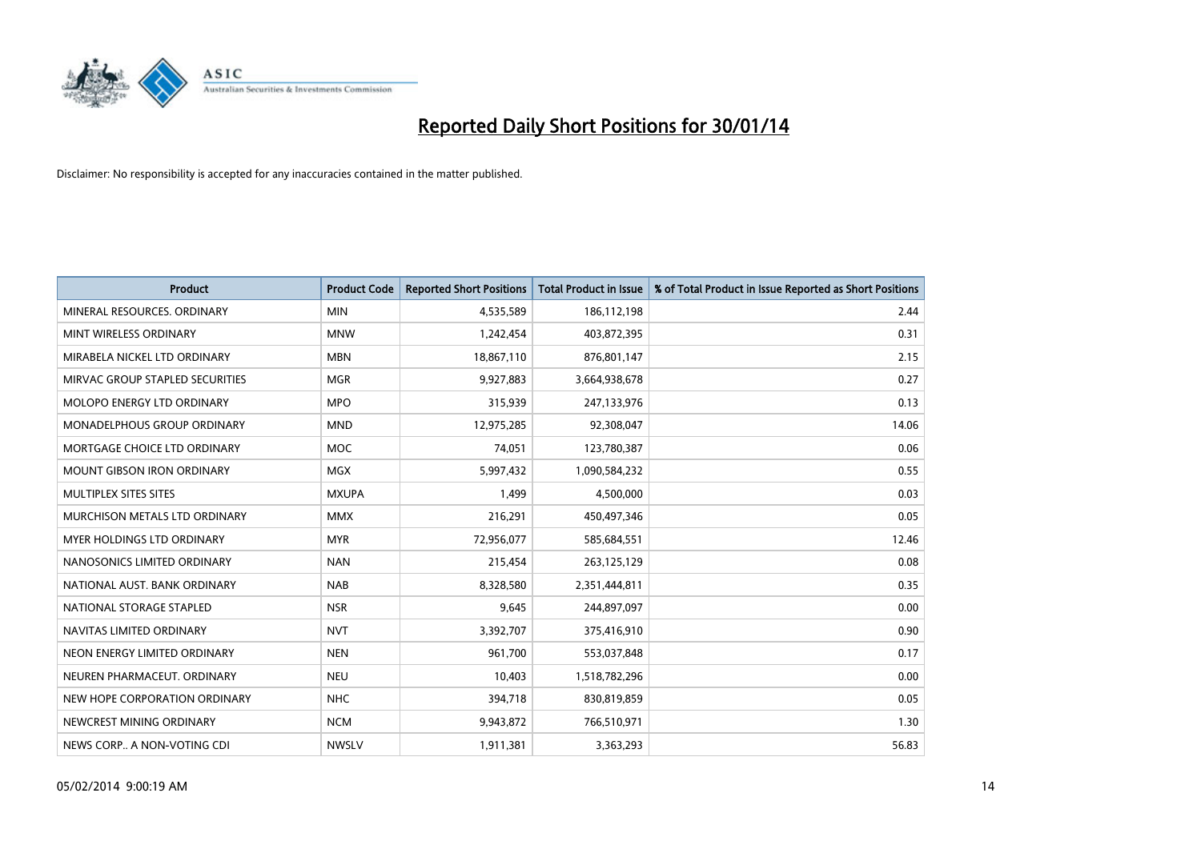# Reported Daily Short Positions for 30/01/14

Disclaimer: No responsibility is accepted for any inaccuracies contained in the matter published.

| Product | Product Code | Reported Short Positions | Total Product in Issue | % of Total Product in Issue Reported as Short Positions |
|---|---|---|---|---|
| MINERAL RESOURCES. ORDINARY | MIN | 4,535,589 | 186,112,198 | 2.44 |
| MINT WIRELESS ORDINARY | MNW | 1,242,454 | 403,872,395 | 0.31 |
| MIRABELA NICKEL LTD ORDINARY | MBN | 18,867,110 | 876,801,147 | 2.15 |
| MIRVAC GROUP STAPLED SECURITIES | MGR | 9,927,883 | 3,664,938,678 | 0.27 |
| MOLOPO ENERGY LTD ORDINARY | MPO | 315,939 | 247,133,976 | 0.13 |
| MONADELPHOUS GROUP ORDINARY | MND | 12,975,285 | 92,308,047 | 14.06 |
| MORTGAGE CHOICE LTD ORDINARY | MOC | 74,051 | 123,780,387 | 0.06 |
| MOUNT GIBSON IRON ORDINARY | MGX | 5,997,432 | 1,090,584,232 | 0.55 |
| MULTIPLEX SITES SITES | MXUPA | 1,499 | 4,500,000 | 0.03 |
| MURCHISON METALS LTD ORDINARY | MMX | 216,291 | 450,497,346 | 0.05 |
| MYER HOLDINGS LTD ORDINARY | MYR | 72,956,077 | 585,684,551 | 12.46 |
| NANOSONICS LIMITED ORDINARY | NAN | 215,454 | 263,125,129 | 0.08 |
| NATIONAL AUST. BANK ORDINARY | NAB | 8,328,580 | 2,351,444,811 | 0.35 |
| NATIONAL STORAGE STAPLED | NSR | 9,645 | 244,897,097 | 0.00 |
| NAVITAS LIMITED ORDINARY | NVT | 3,392,707 | 375,416,910 | 0.90 |
| NEON ENERGY LIMITED ORDINARY | NEN | 961,700 | 553,037,848 | 0.17 |
| NEUREN PHARMACEUT. ORDINARY | NEU | 10,403 | 1,518,782,296 | 0.00 |
| NEW HOPE CORPORATION ORDINARY | NHC | 394,718 | 830,819,859 | 0.05 |
| NEWCREST MINING ORDINARY | NCM | 9,943,872 | 766,510,971 | 1.30 |
| NEWS CORP.. A NON-VOTING CDI | NWSLV | 1,911,381 | 3,363,293 | 56.83 |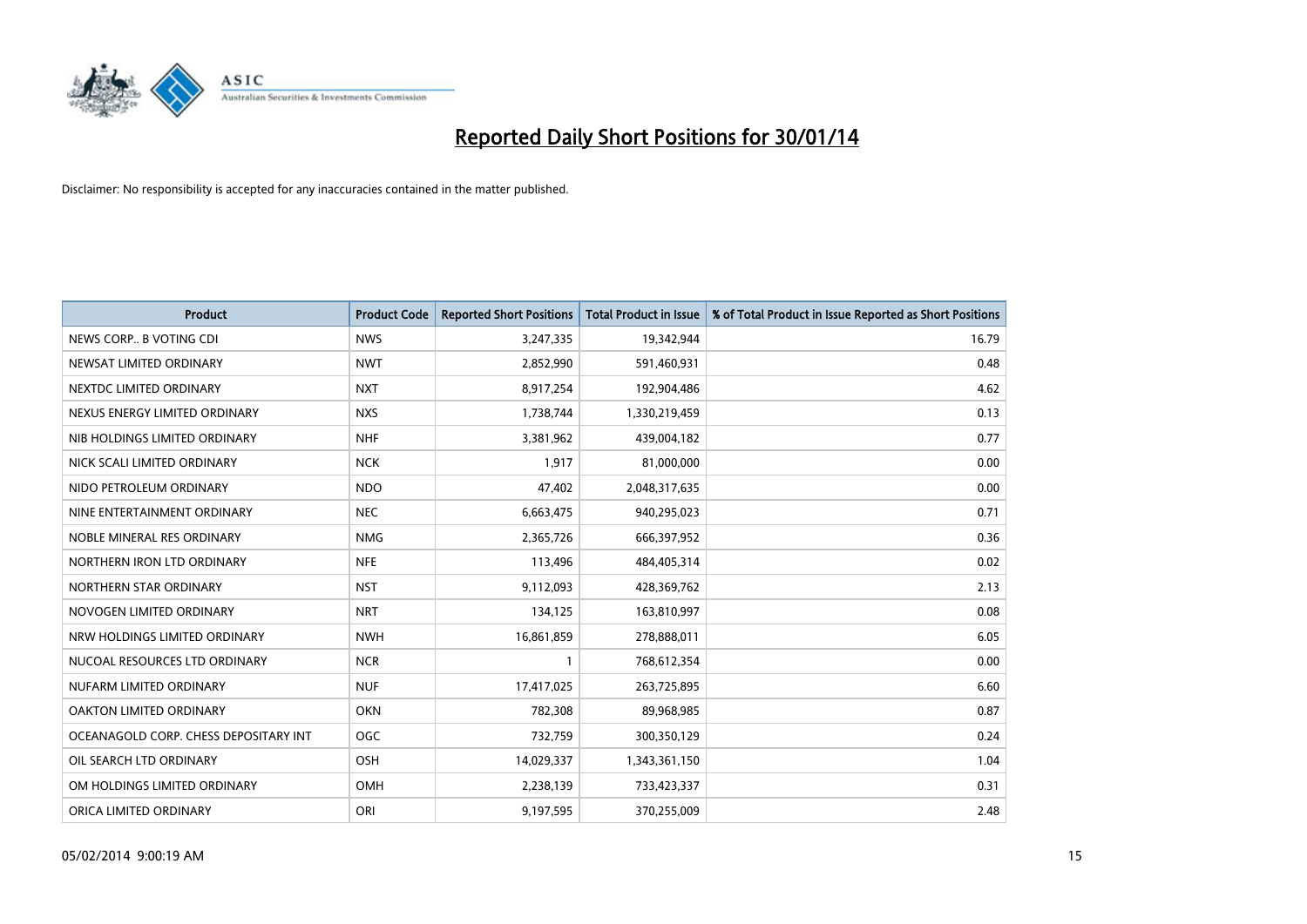# Reported Daily Short Positions for 30/01/14

Disclaimer: No responsibility is accepted for any inaccuracies contained in the matter published.

| Product | Product Code | Reported Short Positions | Total Product in Issue | % of Total Product in Issue Reported as Short Positions |
|---|---|---|---|---|
| NEWS CORP.. B VOTING CDI | NWS | 3,247,335 | 19,342,944 | 16.79 |
| NEWSAT LIMITED ORDINARY | NWT | 2,852,990 | 591,460,931 | 0.48 |
| NEXTDC LIMITED ORDINARY | NXT | 8,917,254 | 192,904,486 | 4.62 |
| NEXUS ENERGY LIMITED ORDINARY | NXS | 1,738,744 | 1,330,219,459 | 0.13 |
| NIB HOLDINGS LIMITED ORDINARY | NHF | 3,381,962 | 439,004,182 | 0.77 |
| NICK SCALI LIMITED ORDINARY | NCK | 1,917 | 81,000,000 | 0.00 |
| NIDO PETROLEUM ORDINARY | NDO | 47,402 | 2,048,317,635 | 0.00 |
| NINE ENTERTAINMENT ORDINARY | NEC | 6,663,475 | 940,295,023 | 0.71 |
| NOBLE MINERAL RES ORDINARY | NMG | 2,365,726 | 666,397,952 | 0.36 |
| NORTHERN IRON LTD ORDINARY | NFE | 113,496 | 484,405,314 | 0.02 |
| NORTHERN STAR ORDINARY | NST | 9,112,093 | 428,369,762 | 2.13 |
| NOVOGEN LIMITED ORDINARY | NRT | 134,125 | 163,810,997 | 0.08 |
| NRW HOLDINGS LIMITED ORDINARY | NWH | 16,861,859 | 278,888,011 | 6.05 |
| NUCOAL RESOURCES LTD ORDINARY | NCR | 1 | 768,612,354 | 0.00 |
| NUFARM LIMITED ORDINARY | NUF | 17,417,025 | 263,725,895 | 6.60 |
| OAKTON LIMITED ORDINARY | OKN | 782,308 | 89,968,985 | 0.87 |
| OCEANAGOLD CORP. CHESS DEPOSITARY INT | OGC | 732,759 | 300,350,129 | 0.24 |
| OIL SEARCH LTD ORDINARY | OSH | 14,029,337 | 1,343,361,150 | 1.04 |
| OM HOLDINGS LIMITED ORDINARY | OMH | 2,238,139 | 733,423,337 | 0.31 |
| ORICA LIMITED ORDINARY | ORI | 9,197,595 | 370,255,009 | 2.48 |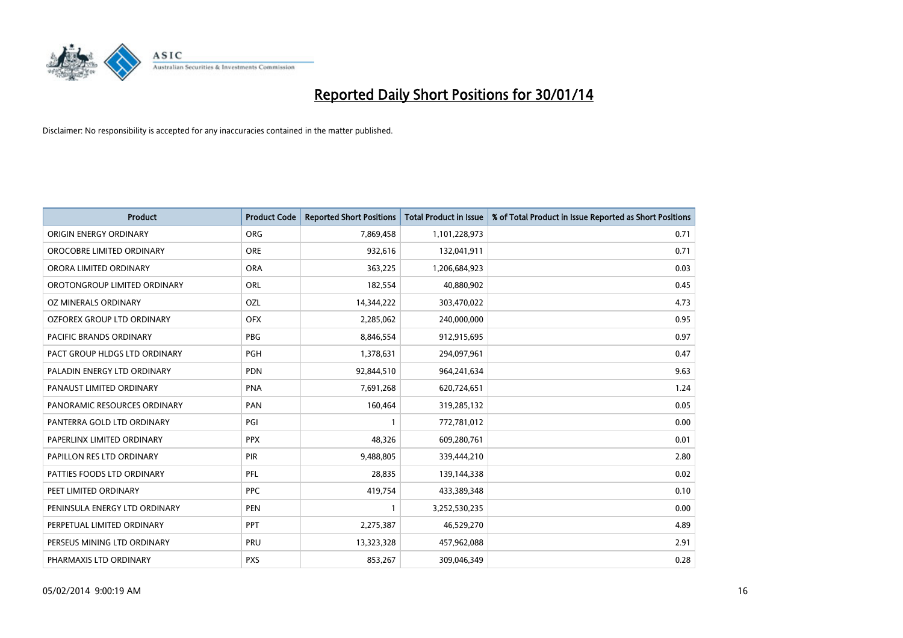# Reported Daily Short Positions for 30/01/14

Disclaimer: No responsibility is accepted for any inaccuracies contained in the matter published.

| Product | Product Code | Reported Short Positions | Total Product in Issue | % of Total Product in Issue Reported as Short Positions |
|---|---|---|---|---|
| ORIGIN ENERGY ORDINARY | ORG | 7,869,458 | 1,101,228,973 | 0.71 |
| OROCOBRE LIMITED ORDINARY | ORE | 932,616 | 132,041,911 | 0.71 |
| ORORA LIMITED ORDINARY | ORA | 363,225 | 1,206,684,923 | 0.03 |
| OROTONGROUP LIMITED ORDINARY | ORL | 182,554 | 40,880,902 | 0.45 |
| OZ MINERALS ORDINARY | OZL | 14,344,222 | 303,470,022 | 4.73 |
| OZFOREX GROUP LTD ORDINARY | OFX | 2,285,062 | 240,000,000 | 0.95 |
| PACIFIC BRANDS ORDINARY | PBG | 8,846,554 | 912,915,695 | 0.97 |
| PACT GROUP HLDGS LTD ORDINARY | PGH | 1,378,631 | 294,097,961 | 0.47 |
| PALADIN ENERGY LTD ORDINARY | PDN | 92,844,510 | 964,241,634 | 9.63 |
| PANAUST LIMITED ORDINARY | PNA | 7,691,268 | 620,724,651 | 1.24 |
| PANORAMIC RESOURCES ORDINARY | PAN | 160,464 | 319,285,132 | 0.05 |
| PANTERRA GOLD LTD ORDINARY | PGI | 1 | 772,781,012 | 0.00 |
| PAPERLINX LIMITED ORDINARY | PPX | 48,326 | 609,280,761 | 0.01 |
| PAPILLON RES LTD ORDINARY | PIR | 9,488,805 | 339,444,210 | 2.80 |
| PATTIES FOODS LTD ORDINARY | PFL | 28,835 | 139,144,338 | 0.02 |
| PEET LIMITED ORDINARY | PPC | 419,754 | 433,389,348 | 0.10 |
| PENINSULA ENERGY LTD ORDINARY | PEN | 1 | 3,252,530,235 | 0.00 |
| PERPETUAL LIMITED ORDINARY | PPT | 2,275,387 | 46,529,270 | 4.89 |
| PERSEUS MINING LTD ORDINARY | PRU | 13,323,328 | 457,962,088 | 2.91 |
| PHARMAXIS LTD ORDINARY | PXS | 853,267 | 309,046,349 | 0.28 |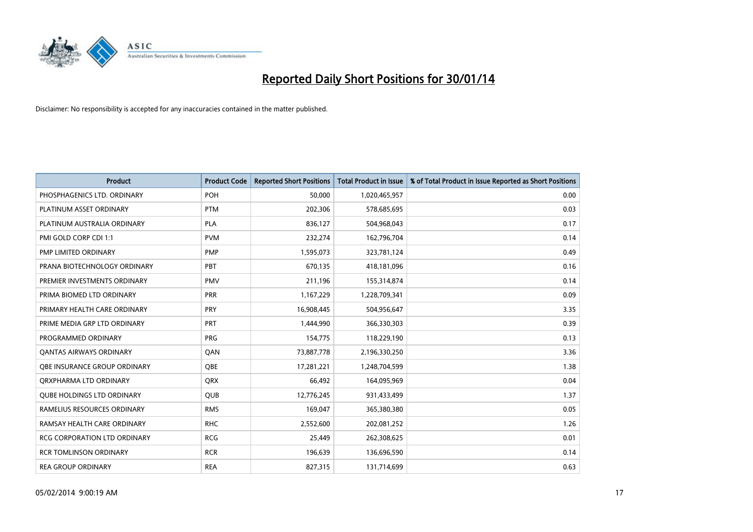# Reported Daily Short Positions for 30/01/14

Disclaimer: No responsibility is accepted for any inaccuracies contained in the matter published.

| Product | Product Code | Reported Short Positions | Total Product in Issue | % of Total Product in Issue Reported as Short Positions |
|---|---|---|---|---|
| PHOSPHAGENICS LTD. ORDINARY | POH | 50,000 | 1,020,465,957 | 0.00 |
| PLATINUM ASSET ORDINARY | PTM | 202,306 | 578,685,695 | 0.03 |
| PLATINUM AUSTRALIA ORDINARY | PLA | 836,127 | 504,968,043 | 0.17 |
| PMI GOLD CORP CDI 1:1 | PVM | 232,274 | 162,796,704 | 0.14 |
| PMP LIMITED ORDINARY | PMP | 1,595,073 | 323,781,124 | 0.49 |
| PRANA BIOTECHNOLOGY ORDINARY | PBT | 670,135 | 418,181,096 | 0.16 |
| PREMIER INVESTMENTS ORDINARY | PMV | 211,196 | 155,314,874 | 0.14 |
| PRIMA BIOMED LTD ORDINARY | PRR | 1,167,229 | 1,228,709,341 | 0.09 |
| PRIMARY HEALTH CARE ORDINARY | PRY | 16,908,445 | 504,956,647 | 3.35 |
| PRIME MEDIA GRP LTD ORDINARY | PRT | 1,444,990 | 366,330,303 | 0.39 |
| PROGRAMMED ORDINARY | PRG | 154,775 | 118,229,190 | 0.13 |
| QANTAS AIRWAYS ORDINARY | QAN | 73,887,778 | 2,196,330,250 | 3.36 |
| QBE INSURANCE GROUP ORDINARY | QBE | 17,281,221 | 1,248,704,599 | 1.38 |
| QRXPHARMA LTD ORDINARY | QRX | 66,492 | 164,095,969 | 0.04 |
| QUBE HOLDINGS LTD ORDINARY | QUB | 12,776,245 | 931,433,499 | 1.37 |
| RAMELIUS RESOURCES ORDINARY | RMS | 169,047 | 365,380,380 | 0.05 |
| RAMSAY HEALTH CARE ORDINARY | RHC | 2,552,600 | 202,081,252 | 1.26 |
| RCG CORPORATION LTD ORDINARY | RCG | 25,449 | 262,308,625 | 0.01 |
| RCR TOMLINSON ORDINARY | RCR | 196,639 | 136,696,590 | 0.14 |
| REA GROUP ORDINARY | REA | 827,315 | 131,714,699 | 0.63 |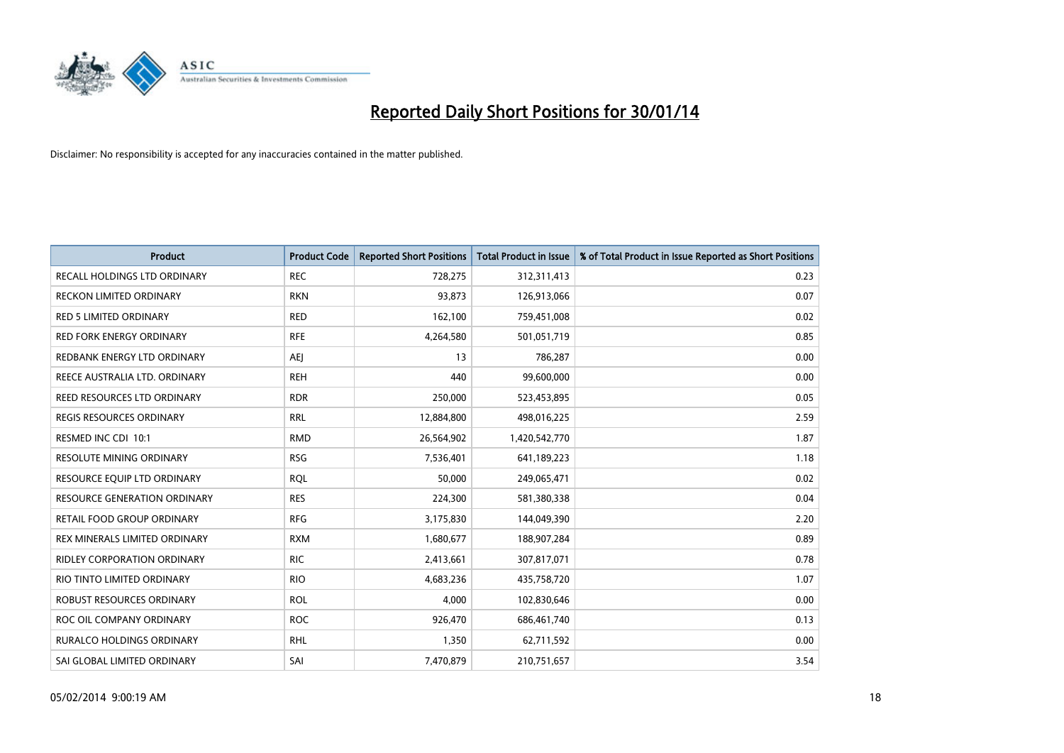# Reported Daily Short Positions for 30/01/14

Disclaimer: No responsibility is accepted for any inaccuracies contained in the matter published.

| Product | Product Code | Reported Short Positions | Total Product in Issue | % of Total Product in Issue Reported as Short Positions |
|---|---|---|---|---|
| RECALL HOLDINGS LTD ORDINARY | REC | 728,275 | 312,311,413 | 0.23 |
| RECKON LIMITED ORDINARY | RKN | 93,873 | 126,913,066 | 0.07 |
| RED 5 LIMITED ORDINARY | RED | 162,100 | 759,451,008 | 0.02 |
| RED FORK ENERGY ORDINARY | RFE | 4,264,580 | 501,051,719 | 0.85 |
| REDBANK ENERGY LTD ORDINARY | AEJ | 13 | 786,287 | 0.00 |
| REECE AUSTRALIA LTD. ORDINARY | REH | 440 | 99,600,000 | 0.00 |
| REED RESOURCES LTD ORDINARY | RDR | 250,000 | 523,453,895 | 0.05 |
| REGIS RESOURCES ORDINARY | RRL | 12,884,800 | 498,016,225 | 2.59 |
| RESMED INC CDI 10:1 | RMD | 26,564,902 | 1,420,542,770 | 1.87 |
| RESOLUTE MINING ORDINARY | RSG | 7,536,401 | 641,189,223 | 1.18 |
| RESOURCE EQUIP LTD ORDINARY | RQL | 50,000 | 249,065,471 | 0.02 |
| RESOURCE GENERATION ORDINARY | RES | 224,300 | 581,380,338 | 0.04 |
| RETAIL FOOD GROUP ORDINARY | RFG | 3,175,830 | 144,049,390 | 2.20 |
| REX MINERALS LIMITED ORDINARY | RXM | 1,680,677 | 188,907,284 | 0.89 |
| RIDLEY CORPORATION ORDINARY | RIC | 2,413,661 | 307,817,071 | 0.78 |
| RIO TINTO LIMITED ORDINARY | RIO | 4,683,236 | 435,758,720 | 1.07 |
| ROBUST RESOURCES ORDINARY | ROL | 4,000 | 102,830,646 | 0.00 |
| ROC OIL COMPANY ORDINARY | ROC | 926,470 | 686,461,740 | 0.13 |
| RURALCO HOLDINGS ORDINARY | RHL | 1,350 | 62,711,592 | 0.00 |
| SAI GLOBAL LIMITED ORDINARY | SAI | 7,470,879 | 210,751,657 | 3.54 |

05/02/2014 9:00:19 AM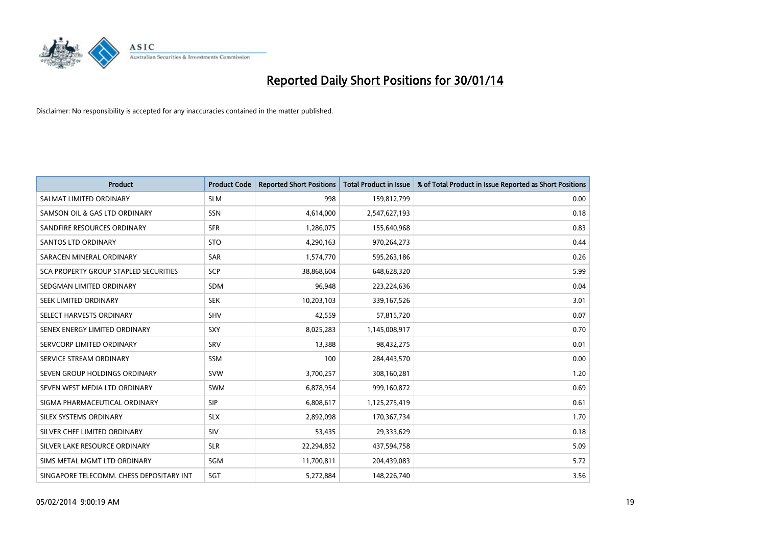# Reported Daily Short Positions for 30/01/14

Disclaimer: No responsibility is accepted for any inaccuracies contained in the matter published.

| Product | Product Code | Reported Short Positions | Total Product in Issue | % of Total Product in Issue Reported as Short Positions |
|---|---|---|---|---|
| SALMAT LIMITED ORDINARY | SLM | 998 | 159,812,799 | 0.00 |
| SAMSON OIL & GAS LTD ORDINARY | SSN | 4,614,000 | 2,547,627,193 | 0.18 |
| SANDFIRE RESOURCES ORDINARY | SFR | 1,286,075 | 155,640,968 | 0.83 |
| SANTOS LTD ORDINARY | STO | 4,290,163 | 970,264,273 | 0.44 |
| SARACEN MINERAL ORDINARY | SAR | 1,574,770 | 595,263,186 | 0.26 |
| SCA PROPERTY GROUP STAPLED SECURITIES | SCP | 38,868,604 | 648,628,320 | 5.99 |
| SEDGMAN LIMITED ORDINARY | SDM | 96,948 | 223,224,636 | 0.04 |
| SEEK LIMITED ORDINARY | SEK | 10,203,103 | 339,167,526 | 3.01 |
| SELECT HARVESTS ORDINARY | SHV | 42,559 | 57,815,720 | 0.07 |
| SENEX ENERGY LIMITED ORDINARY | SXY | 8,025,283 | 1,145,008,917 | 0.70 |
| SERVCORP LIMITED ORDINARY | SRV | 13,388 | 98,432,275 | 0.01 |
| SERVICE STREAM ORDINARY | SSM | 100 | 284,443,570 | 0.00 |
| SEVEN GROUP HOLDINGS ORDINARY | SVW | 3,700,257 | 308,160,281 | 1.20 |
| SEVEN WEST MEDIA LTD ORDINARY | SWM | 6,878,954 | 999,160,872 | 0.69 |
| SIGMA PHARMACEUTICAL ORDINARY | SIP | 6,808,617 | 1,125,275,419 | 0.61 |
| SILEX SYSTEMS ORDINARY | SLX | 2,892,098 | 170,367,734 | 1.70 |
| SILVER CHEF LIMITED ORDINARY | SIV | 53,435 | 29,333,629 | 0.18 |
| SILVER LAKE RESOURCE ORDINARY | SLR | 22,294,852 | 437,594,758 | 5.09 |
| SIMS METAL MGMT LTD ORDINARY | SGM | 11,700,811 | 204,439,083 | 5.72 |
| SINGAPORE TELECOMM. CHESS DEPOSITARY INT | SGT | 5,272,884 | 148,226,740 | 3.56 |

05/02/2014 9:00:19 AM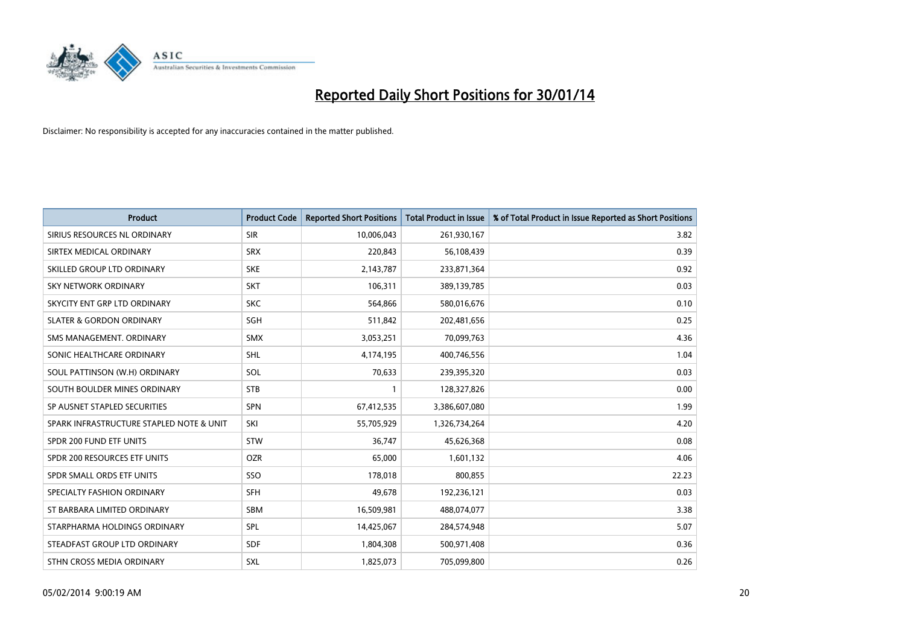# Reported Daily Short Positions for 30/01/14

Disclaimer: No responsibility is accepted for any inaccuracies contained in the matter published.

| Product | Product Code | Reported Short Positions | Total Product in Issue | % of Total Product in Issue Reported as Short Positions |
|---|---|---|---|---|
| SIRIUS RESOURCES NL ORDINARY | SIR | 10,006,043 | 261,930,167 | 3.82 |
| SIRTEX MEDICAL ORDINARY | SRX | 220,843 | 56,108,439 | 0.39 |
| SKILLED GROUP LTD ORDINARY | SKE | 2,143,787 | 233,871,364 | 0.92 |
| SKY NETWORK ORDINARY | SKT | 106,311 | 389,139,785 | 0.03 |
| SKYCITY ENT GRP LTD ORDINARY | SKC | 564,866 | 580,016,676 | 0.10 |
| SLATER & GORDON ORDINARY | SGH | 511,842 | 202,481,656 | 0.25 |
| SMS MANAGEMENT. ORDINARY | SMX | 3,053,251 | 70,099,763 | 4.36 |
| SONIC HEALTHCARE ORDINARY | SHL | 4,174,195 | 400,746,556 | 1.04 |
| SOUL PATTINSON (W.H) ORDINARY | SOL | 70,633 | 239,395,320 | 0.03 |
| SOUTH BOULDER MINES ORDINARY | STB | 1 | 128,327,826 | 0.00 |
| SP AUSNET STAPLED SECURITIES | SPN | 67,412,535 | 3,386,607,080 | 1.99 |
| SPARK INFRASTRUCTURE STAPLED NOTE & UNIT | SKI | 55,705,929 | 1,326,734,264 | 4.20 |
| SPDR 200 FUND ETF UNITS | STW | 36,747 | 45,626,368 | 0.08 |
| SPDR 200 RESOURCES ETF UNITS | OZR | 65,000 | 1,601,132 | 4.06 |
| SPDR SMALL ORDS ETF UNITS | SSO | 178,018 | 800,855 | 22.23 |
| SPECIALTY FASHION ORDINARY | SFH | 49,678 | 192,236,121 | 0.03 |
| ST BARBARA LIMITED ORDINARY | SBM | 16,509,981 | 488,074,077 | 3.38 |
| STARPHARMA HOLDINGS ORDINARY | SPL | 14,425,067 | 284,574,948 | 5.07 |
| STEADFAST GROUP LTD ORDINARY | SDF | 1,804,308 | 500,971,408 | 0.36 |
| STHN CROSS MEDIA ORDINARY | SXL | 1,825,073 | 705,099,800 | 0.26 |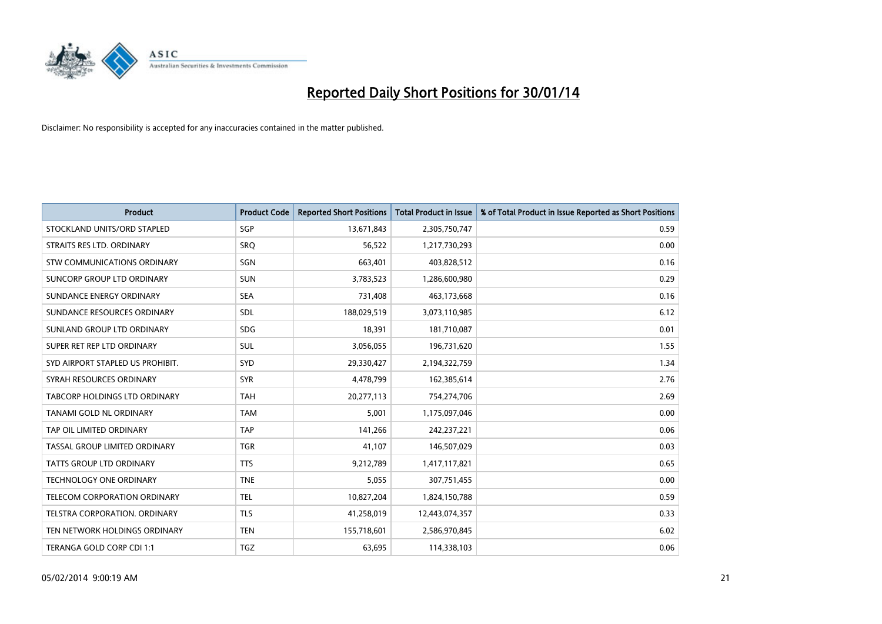# Reported Daily Short Positions for 30/01/14

Disclaimer: No responsibility is accepted for any inaccuracies contained in the matter published.

| Product | Product Code | Reported Short Positions | Total Product in Issue | % of Total Product in Issue Reported as Short Positions |
|---|---|---|---|---|
| STOCKLAND UNITS/ORD STAPLED | SGP | 13,671,843 | 2,305,750,747 | 0.59 |
| STRAITS RES LTD. ORDINARY | SRQ | 56,522 | 1,217,730,293 | 0.00 |
| STW COMMUNICATIONS ORDINARY | SGN | 663,401 | 403,828,512 | 0.16 |
| SUNCORP GROUP LTD ORDINARY | SUN | 3,783,523 | 1,286,600,980 | 0.29 |
| SUNDANCE ENERGY ORDINARY | SEA | 731,408 | 463,173,668 | 0.16 |
| SUNDANCE RESOURCES ORDINARY | SDL | 188,029,519 | 3,073,110,985 | 6.12 |
| SUNLAND GROUP LTD ORDINARY | SDG | 18,391 | 181,710,087 | 0.01 |
| SUPER RET REP LTD ORDINARY | SUL | 3,056,055 | 196,731,620 | 1.55 |
| SYD AIRPORT STAPLED US PROHIBIT. | SYD | 29,330,427 | 2,194,322,759 | 1.34 |
| SYRAH RESOURCES ORDINARY | SYR | 4,478,799 | 162,385,614 | 2.76 |
| TABCORP HOLDINGS LTD ORDINARY | TAH | 20,277,113 | 754,274,706 | 2.69 |
| TANAMI GOLD NL ORDINARY | TAM | 5,001 | 1,175,097,046 | 0.00 |
| TAP OIL LIMITED ORDINARY | TAP | 141,266 | 242,237,221 | 0.06 |
| TASSAL GROUP LIMITED ORDINARY | TGR | 41,107 | 146,507,029 | 0.03 |
| TATTS GROUP LTD ORDINARY | TTS | 9,212,789 | 1,417,117,821 | 0.65 |
| TECHNOLOGY ONE ORDINARY | TNE | 5,055 | 307,751,455 | 0.00 |
| TELECOM CORPORATION ORDINARY | TEL | 10,827,204 | 1,824,150,788 | 0.59 |
| TELSTRA CORPORATION. ORDINARY | TLS | 41,258,019 | 12,443,074,357 | 0.33 |
| TEN NETWORK HOLDINGS ORDINARY | TEN | 155,718,601 | 2,586,970,845 | 6.02 |
| TERANGA GOLD CORP CDI 1:1 | TGZ | 63,695 | 114,338,103 | 0.06 |

05/02/2014 9:00:19 AM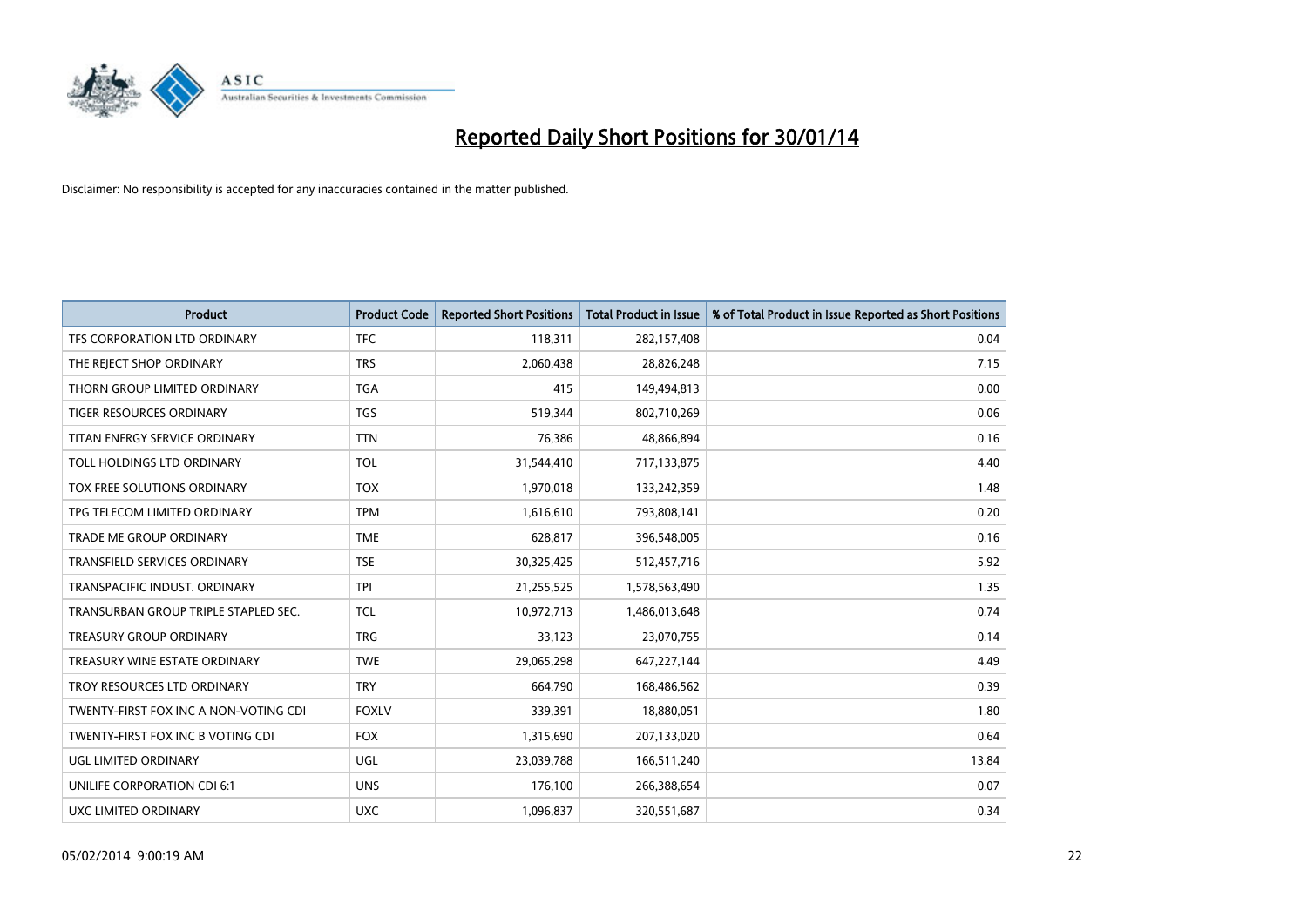# Reported Daily Short Positions for 30/01/14

Disclaimer: No responsibility is accepted for any inaccuracies contained in the matter published.

| Product | Product Code | Reported Short Positions | Total Product in Issue | % of Total Product in Issue Reported as Short Positions |
|---|---|---|---|---|
| TFS CORPORATION LTD ORDINARY | TFC | 118,311 | 282,157,408 | 0.04 |
| THE REJECT SHOP ORDINARY | TRS | 2,060,438 | 28,826,248 | 7.15 |
| THORN GROUP LIMITED ORDINARY | TGA | 415 | 149,494,813 | 0.00 |
| TIGER RESOURCES ORDINARY | TGS | 519,344 | 802,710,269 | 0.06 |
| TITAN ENERGY SERVICE ORDINARY | TTN | 76,386 | 48,866,894 | 0.16 |
| TOLL HOLDINGS LTD ORDINARY | TOL | 31,544,410 | 717,133,875 | 4.40 |
| TOX FREE SOLUTIONS ORDINARY | TOX | 1,970,018 | 133,242,359 | 1.48 |
| TPG TELECOM LIMITED ORDINARY | TPM | 1,616,610 | 793,808,141 | 0.20 |
| TRADE ME GROUP ORDINARY | TME | 628,817 | 396,548,005 | 0.16 |
| TRANSFIELD SERVICES ORDINARY | TSE | 30,325,425 | 512,457,716 | 5.92 |
| TRANSPACIFIC INDUST. ORDINARY | TPI | 21,255,525 | 1,578,563,490 | 1.35 |
| TRANSURBAN GROUP TRIPLE STAPLED SEC. | TCL | 10,972,713 | 1,486,013,648 | 0.74 |
| TREASURY GROUP ORDINARY | TRG | 33,123 | 23,070,755 | 0.14 |
| TREASURY WINE ESTATE ORDINARY | TWE | 29,065,298 | 647,227,144 | 4.49 |
| TROY RESOURCES LTD ORDINARY | TRY | 664,790 | 168,486,562 | 0.39 |
| TWENTY-FIRST FOX INC A NON-VOTING CDI | FOXLV | 339,391 | 18,880,051 | 1.80 |
| TWENTY-FIRST FOX INC B VOTING CDI | FOX | 1,315,690 | 207,133,020 | 0.64 |
| UGL LIMITED ORDINARY | UGL | 23,039,788 | 166,511,240 | 13.84 |
| UNILIFE CORPORATION CDI 6:1 | UNS | 176,100 | 266,388,654 | 0.07 |
| UXC LIMITED ORDINARY | UXC | 1,096,837 | 320,551,687 | 0.34 |

05/02/2014 9:00:19 AM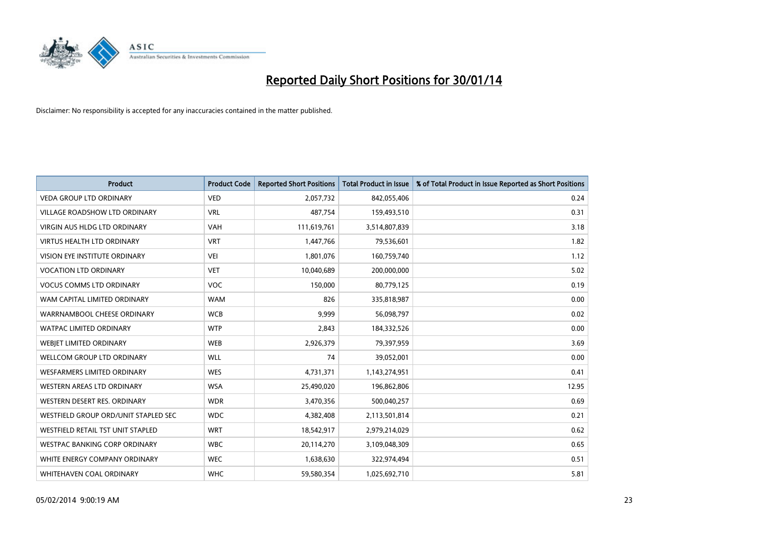# Reported Daily Short Positions for 30/01/14

Disclaimer: No responsibility is accepted for any inaccuracies contained in the matter published.

| Product | Product Code | Reported Short Positions | Total Product in Issue | % of Total Product in Issue Reported as Short Positions |
|---|---|---|---|---|
| VEDA GROUP LTD ORDINARY | VED | 2,057,732 | 842,055,406 | 0.24 |
| VILLAGE ROADSHOW LTD ORDINARY | VRL | 487,754 | 159,493,510 | 0.31 |
| VIRGIN AUS HLDG LTD ORDINARY | VAH | 111,619,761 | 3,514,807,839 | 3.18 |
| VIRTUS HEALTH LTD ORDINARY | VRT | 1,447,766 | 79,536,601 | 1.82 |
| VISION EYE INSTITUTE ORDINARY | VEI | 1,801,076 | 160,759,740 | 1.12 |
| VOCATION LTD ORDINARY | VET | 10,040,689 | 200,000,000 | 5.02 |
| VOCUS COMMS LTD ORDINARY | VOC | 150,000 | 80,779,125 | 0.19 |
| WAM CAPITAL LIMITED ORDINARY | WAM | 826 | 335,818,987 | 0.00 |
| WARRNAMBOOL CHEESE ORDINARY | WCB | 9,999 | 56,098,797 | 0.02 |
| WATPAC LIMITED ORDINARY | WTP | 2,843 | 184,332,526 | 0.00 |
| WEBJET LIMITED ORDINARY | WEB | 2,926,379 | 79,397,959 | 3.69 |
| WELLCOM GROUP LTD ORDINARY | WLL | 74 | 39,052,001 | 0.00 |
| WESFARMERS LIMITED ORDINARY | WES | 4,731,371 | 1,143,274,951 | 0.41 |
| WESTERN AREAS LTD ORDINARY | WSA | 25,490,020 | 196,862,806 | 12.95 |
| WESTERN DESERT RES. ORDINARY | WDR | 3,470,356 | 500,040,257 | 0.69 |
| WESTFIELD GROUP ORD/UNIT STAPLED SEC | WDC | 4,382,408 | 2,113,501,814 | 0.21 |
| WESTFIELD RETAIL TST UNIT STAPLED | WRT | 18,542,917 | 2,979,214,029 | 0.62 |
| WESTPAC BANKING CORP ORDINARY | WBC | 20,114,270 | 3,109,048,309 | 0.65 |
| WHITE ENERGY COMPANY ORDINARY | WEC | 1,638,630 | 322,974,494 | 0.51 |
| WHITEHAVEN COAL ORDINARY | WHC | 59,580,354 | 1,025,692,710 | 5.81 |

05/02/2014 9:00:19 AM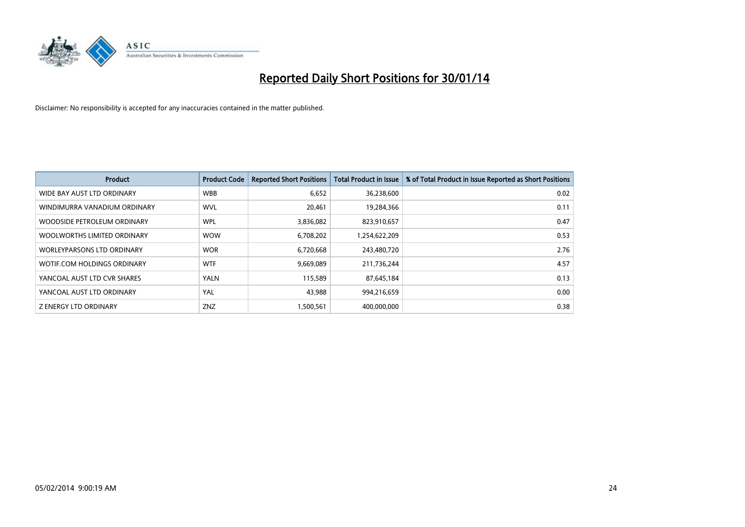# Reported Daily Short Positions for 30/01/14

Disclaimer: No responsibility is accepted for any inaccuracies contained in the matter published.

| Product | Product Code | Reported Short Positions | Total Product in Issue | % of Total Product in Issue Reported as Short Positions |
|---|---|---|---|---|
| WIDE BAY AUST LTD ORDINARY | WBB | 6,652 | 36,238,600 | 0.02 |
| WINDIMURRA VANADIUM ORDINARY | WVL | 20,461 | 19,284,366 | 0.11 |
| WOODSIDE PETROLEUM ORDINARY | WPL | 3,836,082 | 823,910,657 | 0.47 |
| WOOLWORTHS LIMITED ORDINARY | WOW | 6,708,202 | 1,254,622,209 | 0.53 |
| WORLEYPARSONS LTD ORDINARY | WOR | 6,720,668 | 243,480,720 | 2.76 |
| WOTIF.COM HOLDINGS ORDINARY | WTF | 9,669,089 | 211,736,244 | 4.57 |
| YANCOAL AUST LTD CVR SHARES | YALN | 115,589 | 87,645,184 | 0.13 |
| YANCOAL AUST LTD ORDINARY | YAL | 43,988 | 994,216,659 | 0.00 |
| Z ENERGY LTD ORDINARY | ZNZ | 1,500,561 | 400,000,000 | 0.38 |

05/02/2014 9:00:19 AM